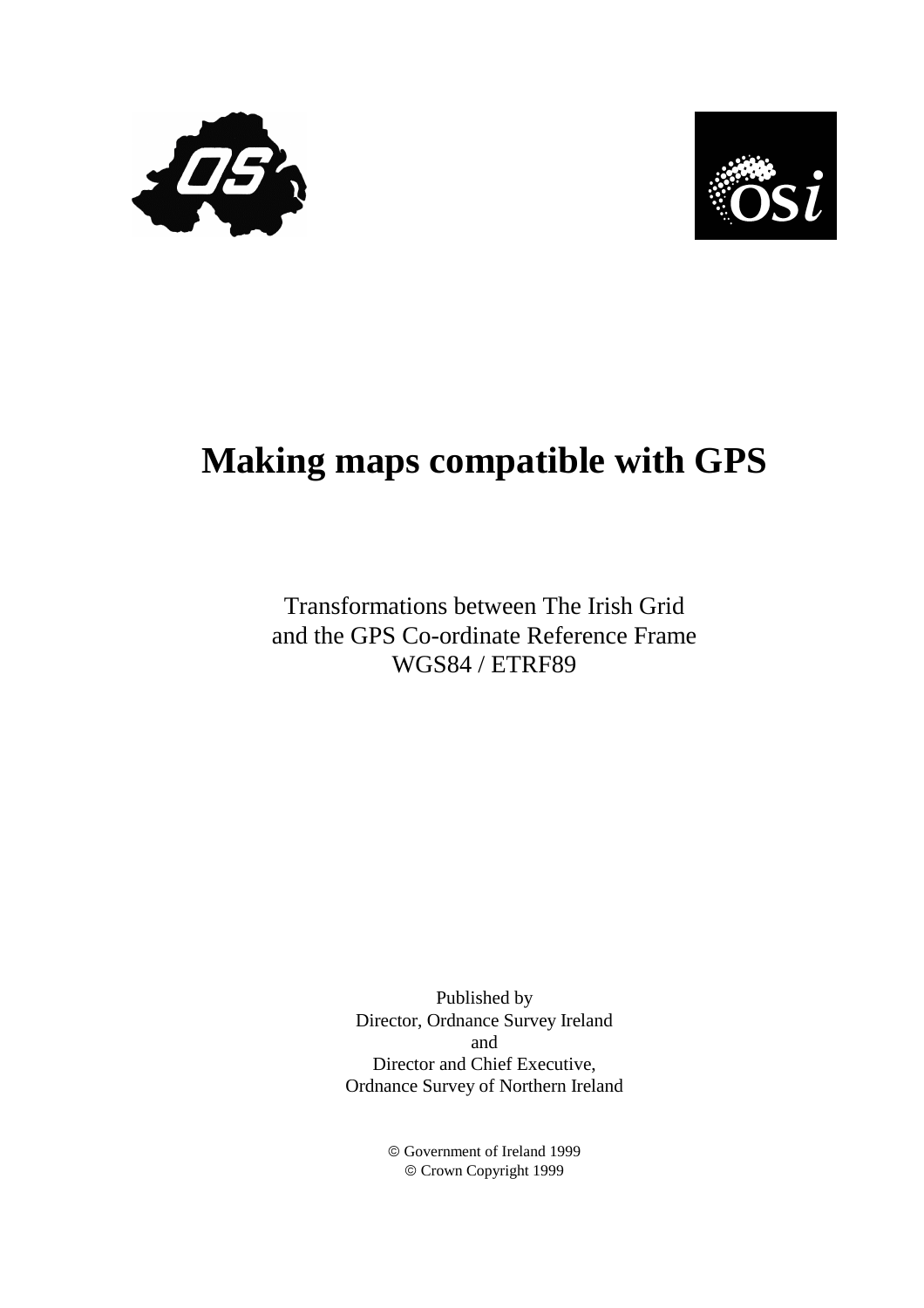# Making maps compatible with GPS

Transformations between The Irish Grid
and the GPS Co-ordinate Reference Frame
WGS84 / ETRF89

Published by
Director, Ordnance Survey Ireland
and
Director and Chief Executive,
Ordnance Survey of Northern Ireland

© Government of Ireland 1999
© Crown Copyright 1999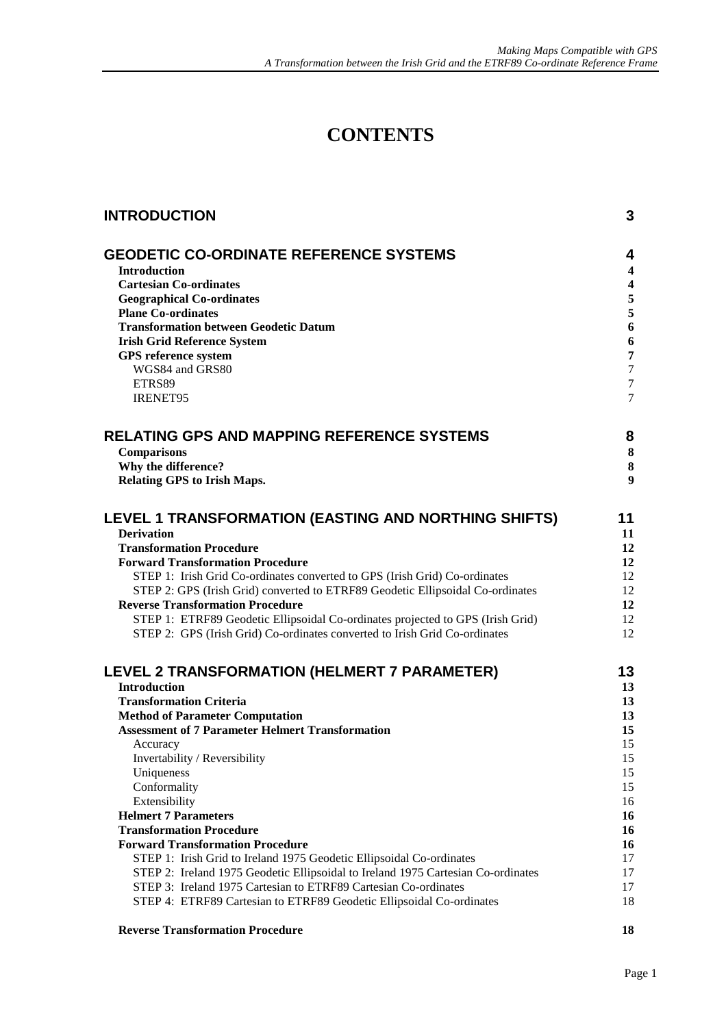# CONTENTS

| | |
|---|---|
| **INTRODUCTION** | **3** |
| **GEODETIC CO-ORDINATE REFERENCE SYSTEMS** | **4** |
| **Introduction** | **4** |
| **Cartesian Co-ordinates** | **4** |
| **Geographical Co-ordinates** | **5** |
| **Plane Co-ordinates** | **5** |
| **Transformation between Geodetic Datum** | **6** |
| **Irish Grid Reference System** | **6** |
| **GPS reference system** | **7** |
| WGS84 and GRS80 | 7 |
| ETRS89 | 7 |
| IRENET95 | 7 |
| **RELATING GPS AND MAPPING REFERENCE SYSTEMS** | **8** |
| **Comparisons** | **8** |
| **Why the difference?** | **8** |
| **Relating GPS to Irish Maps.** | **9** |
| **LEVEL 1 TRANSFORMATION (EASTING AND NORTHING SHIFTS)** | **11** |
| **Derivation** | **11** |
| **Transformation Procedure** | **12** |
| **Forward Transformation Procedure** | **12** |
| STEP 1: Irish Grid Co-ordinates converted to GPS (Irish Grid) Co-ordinates | 12 |
| STEP 2: GPS (Irish Grid) converted to ETRF89 Geodetic Ellipsoidal Co-ordinates | 12 |
| **Reverse Transformation Procedure** | **12** |
| STEP 1: ETRF89 Geodetic Ellipsoidal Co-ordinates projected to GPS (Irish Grid) | 12 |
| STEP 2: GPS (Irish Grid) Co-ordinates converted to Irish Grid Co-ordinates | 12 |
| **LEVEL 2 TRANSFORMATION (HELMERT 7 PARAMETER)** | **13** |
| **Introduction** | **13** |
| **Transformation Criteria** | **13** |
| **Method of Parameter Computation** | **13** |
| **Assessment of 7 Parameter Helmert Transformation** | **15** |
| Accuracy | 15 |
| Invertability / Reversibility | 15 |
| Uniqueness | 15 |
| Conformality | 15 |
| Extensibility | 16 |
| **Helmert 7 Parameters** | **16** |
| **Transformation Procedure** | **16** |
| **Forward Transformation Procedure** | **16** |
| STEP 1: Irish Grid to Ireland 1975 Geodetic Ellipsoidal Co-ordinates | 17 |
| STEP 2: Ireland 1975 Geodetic Ellipsoidal to Ireland 1975 Cartesian Co-ordinates | 17 |
| STEP 3: Ireland 1975 Cartesian to ETRF89 Cartesian Co-ordinates | 17 |
| STEP 4: ETRF89 Cartesian to ETRF89 Geodetic Ellipsoidal Co-ordinates | 18 |
| **Reverse Transformation Procedure** | **18** |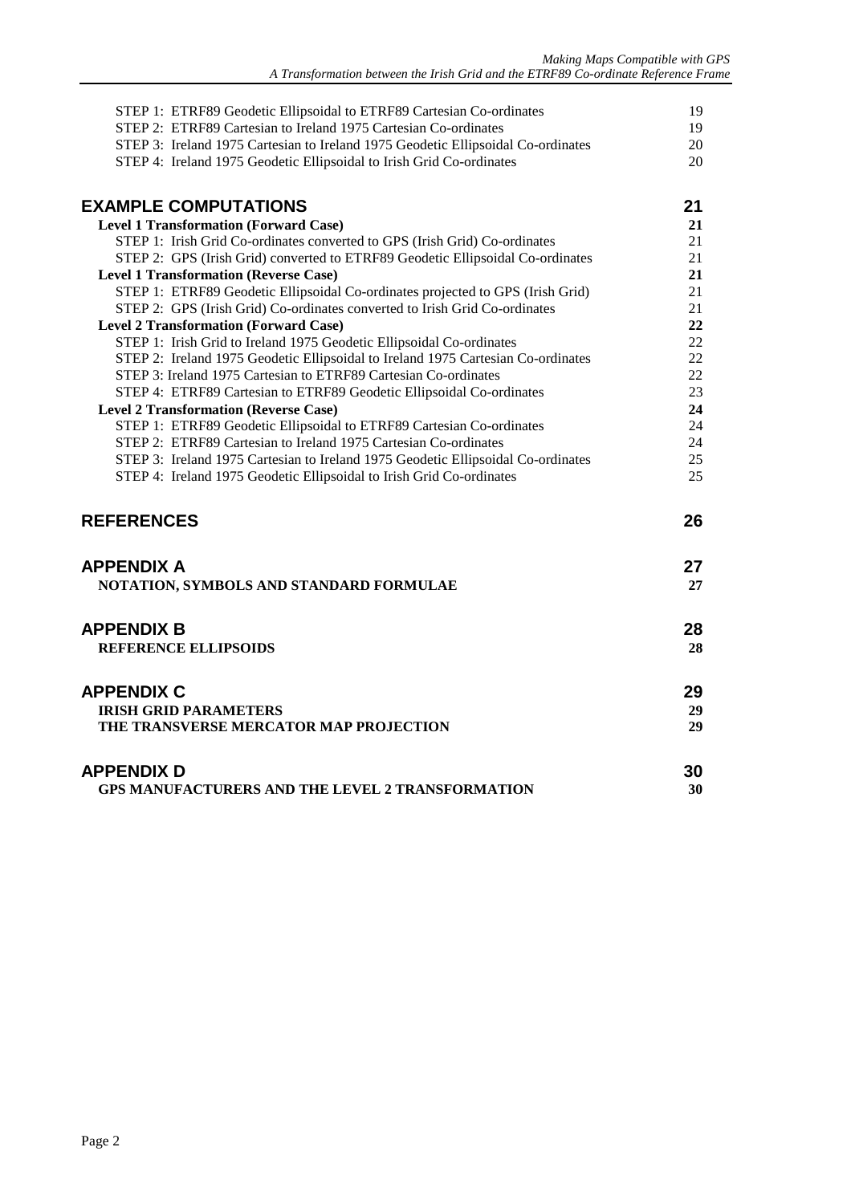| | |
|---|---|
| STEP 1: ETRF89 Geodetic Ellipsoidal to ETRF89 Cartesian Co-ordinates | 19 |
| STEP 2: ETRF89 Cartesian to Ireland 1975 Cartesian Co-ordinates | 19 |
| STEP 3: Ireland 1975 Cartesian to Ireland 1975 Geodetic Ellipsoidal Co-ordinates | 20 |
| STEP 4: Ireland 1975 Geodetic Ellipsoidal to Irish Grid Co-ordinates | 20 |

## EXAMPLE COMPUTATIONS 21

| | |
|---|---|
| **Level 1 Transformation (Forward Case)** | **21** |
| STEP 1: Irish Grid Co-ordinates converted to GPS (Irish Grid) Co-ordinates | 21 |
| STEP 2: GPS (Irish Grid) converted to ETRF89 Geodetic Ellipsoidal Co-ordinates | 21 |
| **Level 1 Transformation (Reverse Case)** | **21** |
| STEP 1: ETRF89 Geodetic Ellipsoidal Co-ordinates projected to GPS (Irish Grid) | 21 |
| STEP 2: GPS (Irish Grid) Co-ordinates converted to Irish Grid Co-ordinates | 21 |
| **Level 2 Transformation (Forward Case)** | **22** |
| STEP 1: Irish Grid to Ireland 1975 Geodetic Ellipsoidal Co-ordinates | 22 |
| STEP 2: Ireland 1975 Geodetic Ellipsoidal to Ireland 1975 Cartesian Co-ordinates | 22 |
| STEP 3: Ireland 1975 Cartesian to ETRF89 Cartesian Co-ordinates | 22 |
| STEP 4: ETRF89 Cartesian to ETRF89 Geodetic Ellipsoidal Co-ordinates | 23 |
| **Level 2 Transformation (Reverse Case)** | **24** |
| STEP 1: ETRF89 Geodetic Ellipsoidal to ETRF89 Cartesian Co-ordinates | 24 |
| STEP 2: ETRF89 Cartesian to Ireland 1975 Cartesian Co-ordinates | 24 |
| STEP 3: Ireland 1975 Cartesian to Ireland 1975 Geodetic Ellipsoidal Co-ordinates | 25 |
| STEP 4: Ireland 1975 Geodetic Ellipsoidal to Irish Grid Co-ordinates | 25 |

## REFERENCES 26

## APPENDIX A 27

**NOTATION, SYMBOLS AND STANDARD FORMULAE** **27**

## APPENDIX B 28

**REFERENCE ELLIPSOIDS** **28**

## APPENDIX C 29

**IRISH GRID PARAMETERS** **29**

**THE TRANSVERSE MERCATOR MAP PROJECTION** **29**

## APPENDIX D 30

**GPS MANUFACTURERS AND THE LEVEL 2 TRANSFORMATION** **30**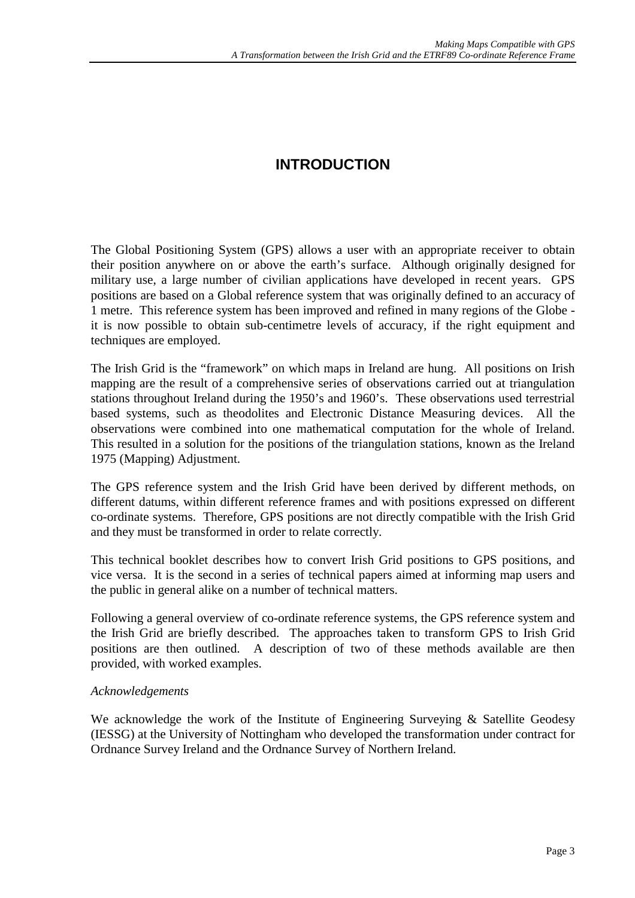# INTRODUCTION

The Global Positioning System (GPS) allows a user with an appropriate receiver to obtain their position anywhere on or above the earth's surface. Although originally designed for military use, a large number of civilian applications have developed in recent years. GPS positions are based on a Global reference system that was originally defined to an accuracy of 1 metre. This reference system has been improved and refined in many regions of the Globe - it is now possible to obtain sub-centimetre levels of accuracy, if the right equipment and techniques are employed.

The Irish Grid is the "framework" on which maps in Ireland are hung. All positions on Irish mapping are the result of a comprehensive series of observations carried out at triangulation stations throughout Ireland during the 1950's and 1960's. These observations used terrestrial based systems, such as theodolites and Electronic Distance Measuring devices. All the observations were combined into one mathematical computation for the whole of Ireland. This resulted in a solution for the positions of the triangulation stations, known as the Ireland 1975 (Mapping) Adjustment.

The GPS reference system and the Irish Grid have been derived by different methods, on different datums, within different reference frames and with positions expressed on different co-ordinate systems. Therefore, GPS positions are not directly compatible with the Irish Grid and they must be transformed in order to relate correctly.

This technical booklet describes how to convert Irish Grid positions to GPS positions, and vice versa. It is the second in a series of technical papers aimed at informing map users and the public in general alike on a number of technical matters.

Following a general overview of co-ordinate reference systems, the GPS reference system and the Irish Grid are briefly described. The approaches taken to transform GPS to Irish Grid positions are then outlined. A description of two of these methods available are then provided, with worked examples.

*Acknowledgements*

We acknowledge the work of the Institute of Engineering Surveying & Satellite Geodesy (IESSG) at the University of Nottingham who developed the transformation under contract for Ordnance Survey Ireland and the Ordnance Survey of Northern Ireland.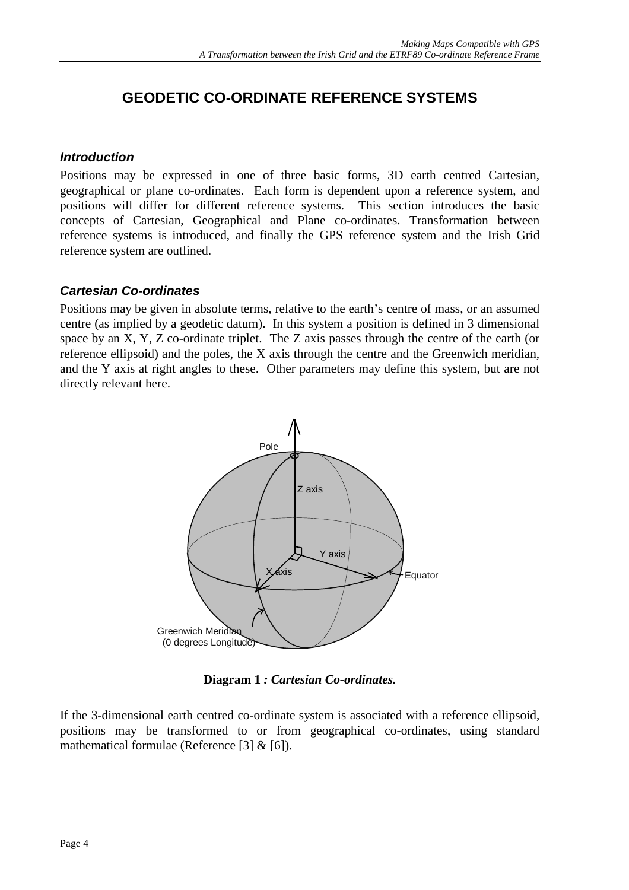# GEODETIC CO-ORDINATE REFERENCE SYSTEMS

### *Introduction*

Positions may be expressed in one of three basic forms, 3D earth centred Cartesian, geographical or plane co-ordinates. Each form is dependent upon a reference system, and positions will differ for different reference systems. This section introduces the basic concepts of Cartesian, Geographical and Plane co-ordinates. Transformation between reference systems is introduced, and finally the GPS reference system and the Irish Grid reference system are outlined.

### *Cartesian Co-ordinates*

Positions may be given in absolute terms, relative to the earth's centre of mass, or an assumed centre (as implied by a geodetic datum). In this system a position is defined in 3 dimensional space by an X, Y, Z co-ordinate triplet. The Z axis passes through the centre of the earth (or reference ellipsoid) and the poles, the X axis through the centre and the Greenwich meridian, and the Y axis at right angles to these. Other parameters may define this system, but are not directly relevant here.

**Diagram 1** ***: Cartesian Co-ordinates.***

If the 3-dimensional earth centred co-ordinate system is associated with a reference ellipsoid, positions may be transformed to or from geographical co-ordinates, using standard mathematical formulae (Reference [3] & [6]).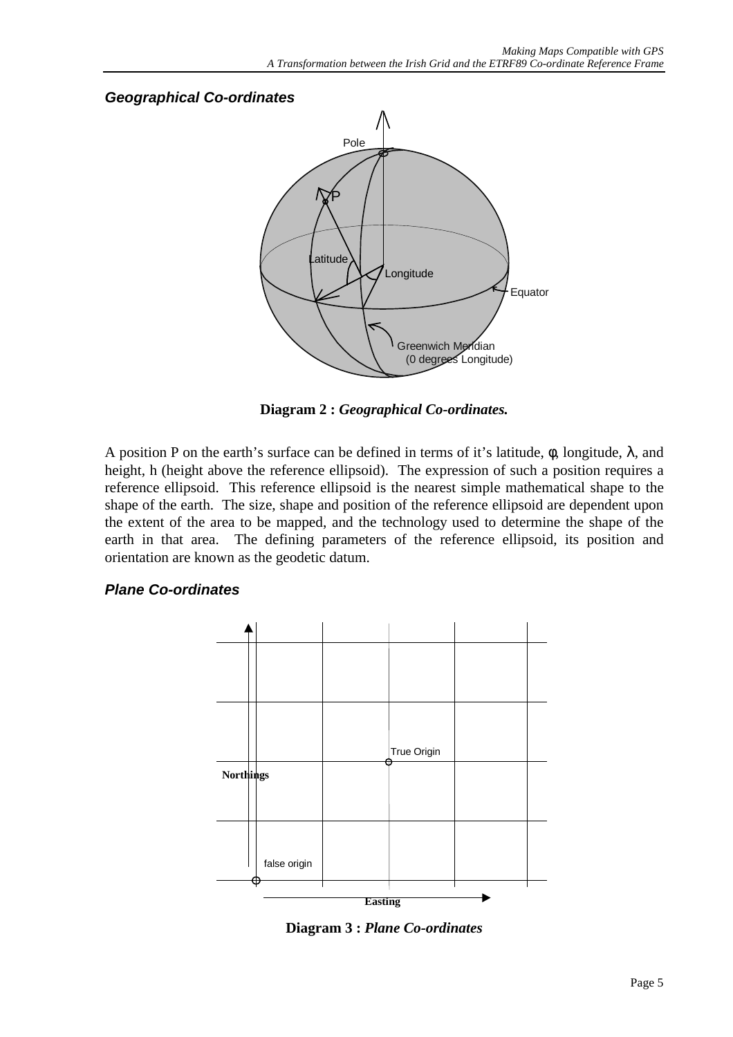### *Geographical Co-ordinates*

**Diagram 2 :** ***Geographical Co-ordinates.***

A position P on the earth's surface can be defined in terms of it's latitude, $\phi$, longitude, $\lambda$, and height, h (height above the reference ellipsoid). The expression of such a position requires a reference ellipsoid. This reference ellipsoid is the nearest simple mathematical shape to the shape of the earth. The size, shape and position of the reference ellipsoid are dependent upon the extent of the area to be mapped, and the technology used to determine the shape of the earth in that area. The defining parameters of the reference ellipsoid, its position and orientation are known as the geodetic datum.

### *Plane Co-ordinates*

**Diagram 3 :** ***Plane Co-ordinates***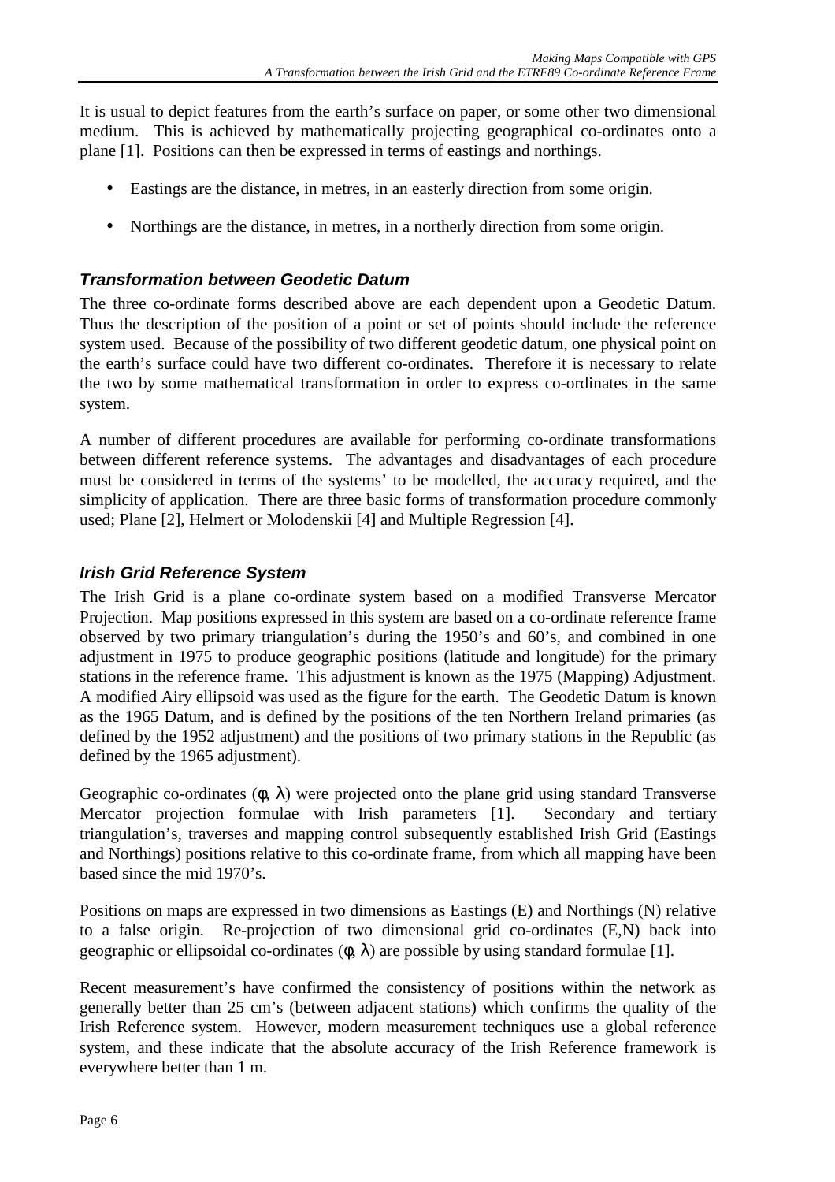It is usual to depict features from the earth's surface on paper, or some other two dimensional medium. This is achieved by mathematically projecting geographical co-ordinates onto a plane [1]. Positions can then be expressed in terms of eastings and northings.

- Eastings are the distance, in metres, in an easterly direction from some origin.
- Northings are the distance, in metres, in a northerly direction from some origin.

### *Transformation between Geodetic Datum*

The three co-ordinate forms described above are each dependent upon a Geodetic Datum. Thus the description of the position of a point or set of points should include the reference system used. Because of the possibility of two different geodetic datum, one physical point on the earth's surface could have two different co-ordinates. Therefore it is necessary to relate the two by some mathematical transformation in order to express co-ordinates in the same system.

A number of different procedures are available for performing co-ordinate transformations between different reference systems. The advantages and disadvantages of each procedure must be considered in terms of the systems' to be modelled, the accuracy required, and the simplicity of application. There are three basic forms of transformation procedure commonly used; Plane [2], Helmert or Molodenskii [4] and Multiple Regression [4].

### *Irish Grid Reference System*

The Irish Grid is a plane co-ordinate system based on a modified Transverse Mercator Projection. Map positions expressed in this system are based on a co-ordinate reference frame observed by two primary triangulation's during the 1950's and 60's, and combined in one adjustment in 1975 to produce geographic positions (latitude and longitude) for the primary stations in the reference frame. This adjustment is known as the 1975 (Mapping) Adjustment. A modified Airy ellipsoid was used as the figure for the earth. The Geodetic Datum is known as the 1965 Datum, and is defined by the positions of the ten Northern Ireland primaries (as defined by the 1952 adjustment) and the positions of two primary stations in the Republic (as defined by the 1965 adjustment).

Geographic co-ordinates ($\phi$, $\lambda$) were projected onto the plane grid using standard Transverse Mercator projection formulae with Irish parameters [1]. Secondary and tertiary triangulation's, traverses and mapping control subsequently established Irish Grid (Eastings and Northings) positions relative to this co-ordinate frame, from which all mapping have been based since the mid 1970's.

Positions on maps are expressed in two dimensions as Eastings (E) and Northings (N) relative to a false origin. Re-projection of two dimensional grid co-ordinates (E,N) back into geographic or ellipsoidal co-ordinates ($\phi$, $\lambda$) are possible by using standard formulae [1].

Recent measurement's have confirmed the consistency of positions within the network as generally better than 25 cm's (between adjacent stations) which confirms the quality of the Irish Reference system. However, modern measurement techniques use a global reference system, and these indicate that the absolute accuracy of the Irish Reference framework is everywhere better than 1 m.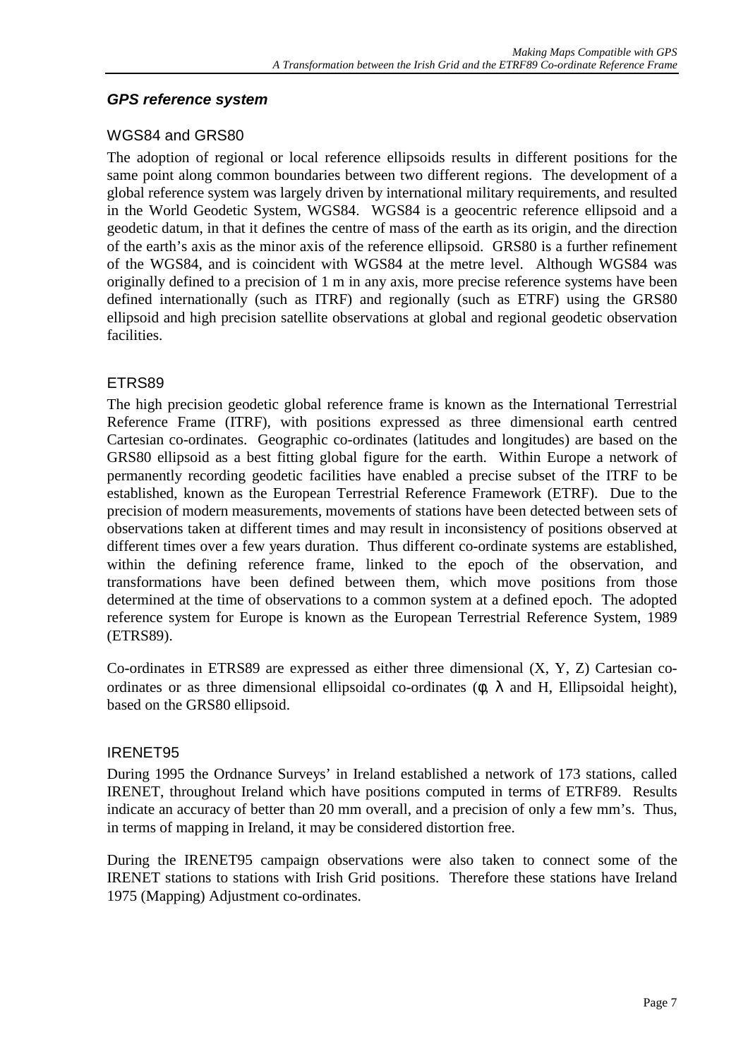### *GPS reference system*

#### WGS84 and GRS80

The adoption of regional or local reference ellipsoids results in different positions for the same point along common boundaries between two different regions. The development of a global reference system was largely driven by international military requirements, and resulted in the World Geodetic System, WGS84. WGS84 is a geocentric reference ellipsoid and a geodetic datum, in that it defines the centre of mass of the earth as its origin, and the direction of the earth's axis as the minor axis of the reference ellipsoid. GRS80 is a further refinement of the WGS84, and is coincident with WGS84 at the metre level. Although WGS84 was originally defined to a precision of 1 m in any axis, more precise reference systems have been defined internationally (such as ITRF) and regionally (such as ETRF) using the GRS80 ellipsoid and high precision satellite observations at global and regional geodetic observation facilities.

#### ETRS89

The high precision geodetic global reference frame is known as the International Terrestrial Reference Frame (ITRF), with positions expressed as three dimensional earth centred Cartesian co-ordinates. Geographic co-ordinates (latitudes and longitudes) are based on the GRS80 ellipsoid as a best fitting global figure for the earth. Within Europe a network of permanently recording geodetic facilities have enabled a precise subset of the ITRF to be established, known as the European Terrestrial Reference Framework (ETRF). Due to the precision of modern measurements, movements of stations have been detected between sets of observations taken at different times and may result in inconsistency of positions observed at different times over a few years duration. Thus different co-ordinate systems are established, within the defining reference frame, linked to the epoch of the observation, and transformations have been defined between them, which move positions from those determined at the time of observations to a common system at a defined epoch. The adopted reference system for Europe is known as the European Terrestrial Reference System, 1989 (ETRS89).

Co-ordinates in ETRS89 are expressed as either three dimensional (X, Y, Z) Cartesian co-ordinates or as three dimensional ellipsoidal co-ordinates ($\phi$, $\lambda$ and H, Ellipsoidal height), based on the GRS80 ellipsoid.

#### IRENET95

During 1995 the Ordnance Surveys' in Ireland established a network of 173 stations, called IRENET, throughout Ireland which have positions computed in terms of ETRF89. Results indicate an accuracy of better than 20 mm overall, and a precision of only a few mm's. Thus, in terms of mapping in Ireland, it may be considered distortion free.

During the IRENET95 campaign observations were also taken to connect some of the IRENET stations to stations with Irish Grid positions. Therefore these stations have Ireland 1975 (Mapping) Adjustment co-ordinates.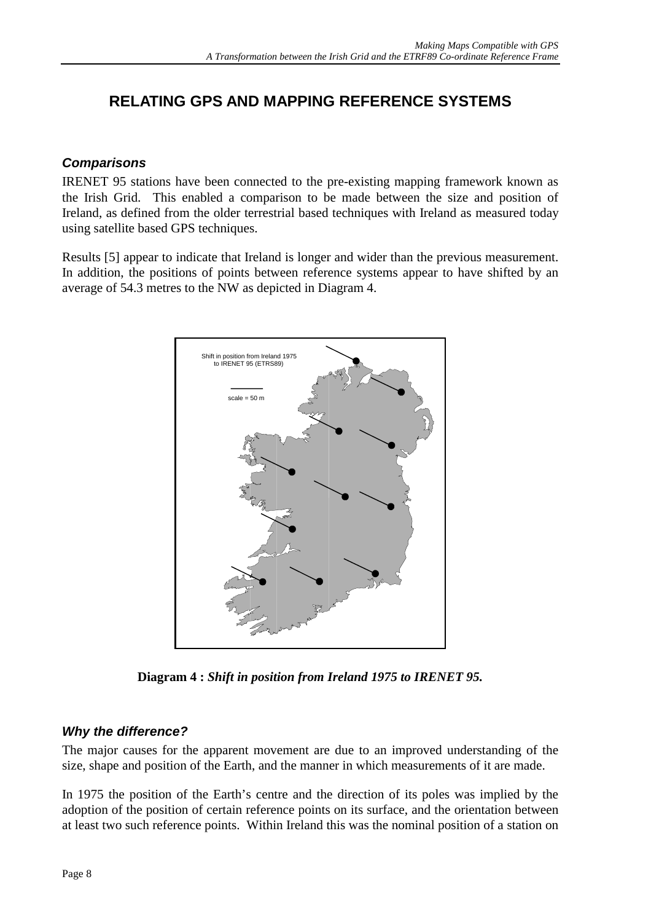# RELATING GPS AND MAPPING REFERENCE SYSTEMS

### *Comparisons*

IRENET 95 stations have been connected to the pre-existing mapping framework known as the Irish Grid. This enabled a comparison to be made between the size and position of Ireland, as defined from the older terrestrial based techniques with Ireland as measured today using satellite based GPS techniques.

Results [5] appear to indicate that Ireland is longer and wider than the previous measurement. In addition, the positions of points between reference systems appear to have shifted by an average of 54.3 metres to the NW as depicted in Diagram 4.

**Diagram 4 :** ***Shift in position from Ireland 1975 to IRENET 95.***

### *Why the difference?*

The major causes for the apparent movement are due to an improved understanding of the size, shape and position of the Earth, and the manner in which measurements of it are made.

In 1975 the position of the Earth's centre and the direction of its poles was implied by the adoption of the position of certain reference points on its surface, and the orientation between at least two such reference points. Within Ireland this was the nominal position of a station on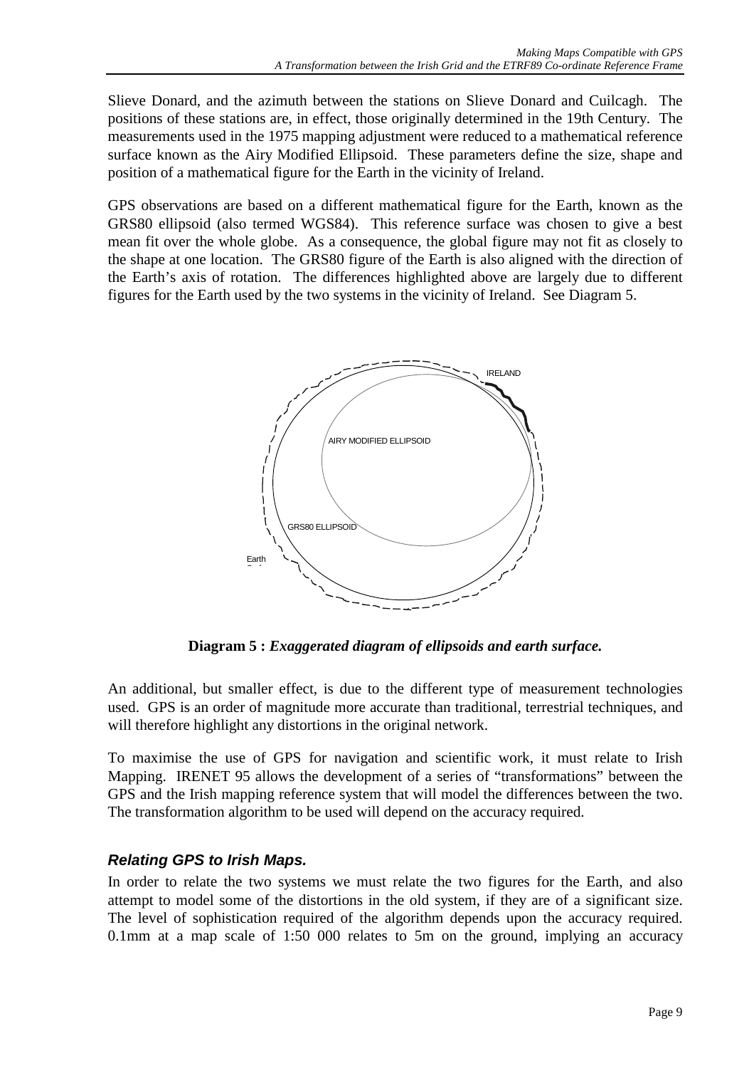Slieve Donard, and the azimuth between the stations on Slieve Donard and Cuilcagh. The positions of these stations are, in effect, those originally determined in the 19th Century. The measurements used in the 1975 mapping adjustment were reduced to a mathematical reference surface known as the Airy Modified Ellipsoid. These parameters define the size, shape and position of a mathematical figure for the Earth in the vicinity of Ireland.

GPS observations are based on a different mathematical figure for the Earth, known as the GRS80 ellipsoid (also termed WGS84). This reference surface was chosen to give a best mean fit over the whole globe. As a consequence, the global figure may not fit as closely to the shape at one location. The GRS80 figure of the Earth is also aligned with the direction of the Earth's axis of rotation. The differences highlighted above are largely due to different figures for the Earth used by the two systems in the vicinity of Ireland. See Diagram 5.

**Diagram 5 :** ***Exaggerated diagram of ellipsoids and earth surface.***

An additional, but smaller effect, is due to the different type of measurement technologies used. GPS is an order of magnitude more accurate than traditional, terrestrial techniques, and will therefore highlight any distortions in the original network.

To maximise the use of GPS for navigation and scientific work, it must relate to Irish Mapping. IRENET 95 allows the development of a series of "transformations" between the GPS and the Irish mapping reference system that will model the differences between the two. The transformation algorithm to be used will depend on the accuracy required.

### *Relating GPS to Irish Maps.*

In order to relate the two systems we must relate the two figures for the Earth, and also attempt to model some of the distortions in the old system, if they are of a significant size. The level of sophistication required of the algorithm depends upon the accuracy required. 0.1mm at a map scale of 1:50 000 relates to 5m on the ground, implying an accuracy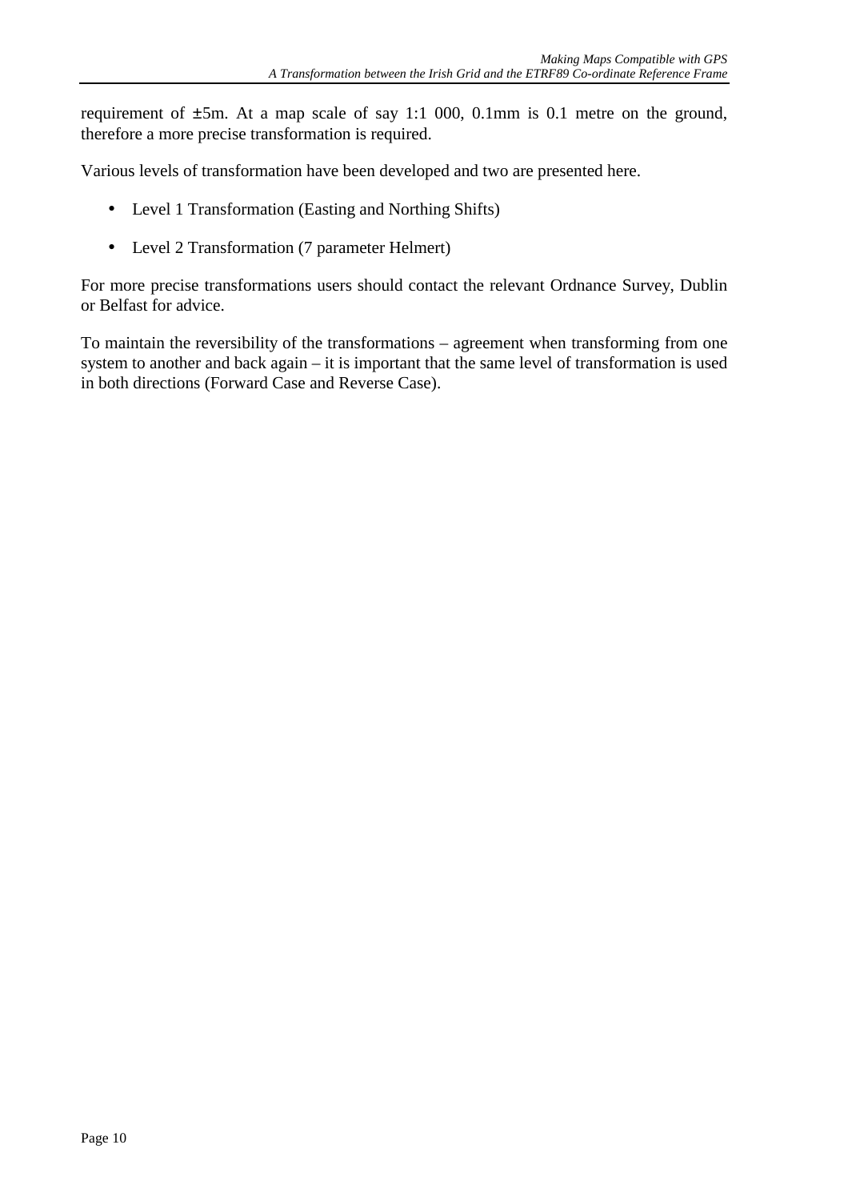requirement of ±5m. At a map scale of say 1:1 000, 0.1mm is 0.1 metre on the ground, therefore a more precise transformation is required.

Various levels of transformation have been developed and two are presented here.

- Level 1 Transformation (Easting and Northing Shifts)
- Level 2 Transformation (7 parameter Helmert)

For more precise transformations users should contact the relevant Ordnance Survey, Dublin or Belfast for advice.

To maintain the reversibility of the transformations – agreement when transforming from one system to another and back again – it is important that the same level of transformation is used in both directions (Forward Case and Reverse Case).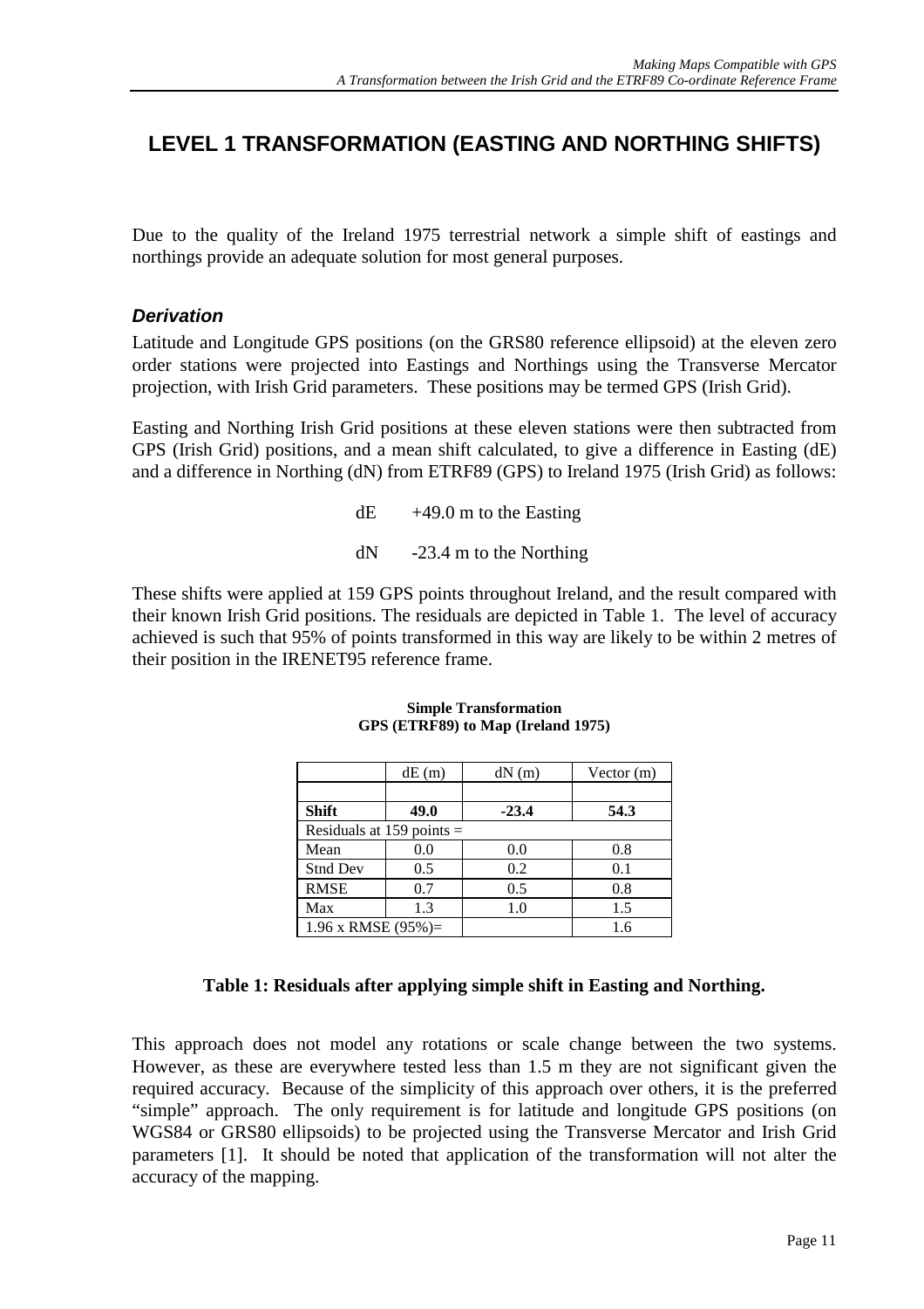# LEVEL 1 TRANSFORMATION (EASTING AND NORTHING SHIFTS)

Due to the quality of the Ireland 1975 terrestrial network a simple shift of eastings and northings provide an adequate solution for most general purposes.

### *Derivation*

Latitude and Longitude GPS positions (on the GRS80 reference ellipsoid) at the eleven zero order stations were projected into Eastings and Northings using the Transverse Mercator projection, with Irish Grid parameters. These positions may be termed GPS (Irish Grid).

Easting and Northing Irish Grid positions at these eleven stations were then subtracted from GPS (Irish Grid) positions, and a mean shift calculated, to give a difference in Easting (dE) and a difference in Northing (dN) from ETRF89 (GPS) to Ireland 1975 (Irish Grid) as follows:

dE +49.0 m to the Easting

dN -23.4 m to the Northing

These shifts were applied at 159 GPS points throughout Ireland, and the result compared with their known Irish Grid positions. The residuals are depicted in Table 1. The level of accuracy achieved is such that 95% of points transformed in this way are likely to be within 2 metres of their position in the IRENET95 reference frame.

**Simple Transformation**
**GPS (ETRF89) to Map (Ireland 1975)**

| | dE (m) | dN (m) | Vector (m) |
|---|---|---|---|
| | | | |
| **Shift** | **49.0** | **-23.4** | **54.3** |
| Residuals at 159 points = | | | |
| Mean | 0.0 | 0.0 | 0.8 |
| Stnd Dev | 0.5 | 0.2 | 0.1 |
| RMSE | 0.7 | 0.5 | 0.8 |
| Max | 1.3 | 1.0 | 1.5 |
| 1.96 x RMSE (95%)= | | | 1.6 |

**Table 1: Residuals after applying simple shift in Easting and Northing.**

This approach does not model any rotations or scale change between the two systems. However, as these are everywhere tested less than 1.5 m they are not significant given the required accuracy. Because of the simplicity of this approach over others, it is the preferred "simple" approach. The only requirement is for latitude and longitude GPS positions (on WGS84 or GRS80 ellipsoids) to be projected using the Transverse Mercator and Irish Grid parameters [1]. It should be noted that application of the transformation will not alter the accuracy of the mapping.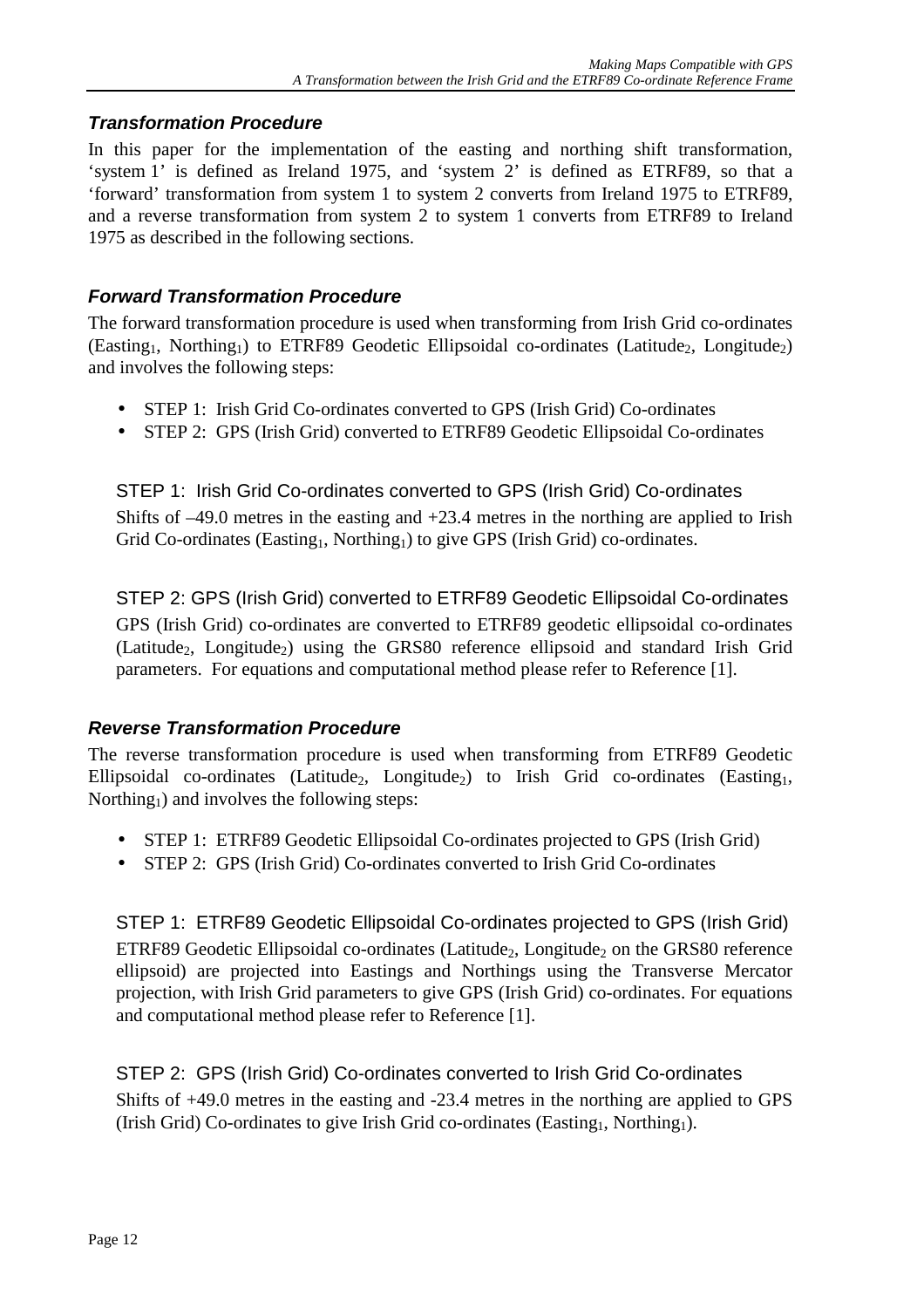### *Transformation Procedure*

In this paper for the implementation of the easting and northing shift transformation, 'system 1' is defined as Ireland 1975, and 'system 2' is defined as ETRF89, so that a 'forward' transformation from system 1 to system 2 converts from Ireland 1975 to ETRF89, and a reverse transformation from system 2 to system 1 converts from ETRF89 to Ireland 1975 as described in the following sections.

### *Forward Transformation Procedure*

The forward transformation procedure is used when transforming from Irish Grid co-ordinates ($\text{Easting}_1$, $\text{Northing}_1$) to ETRF89 Geodetic Ellipsoidal co-ordinates ($\text{Latitude}_2$, $\text{Longitude}_2$) and involves the following steps:

- STEP 1: Irish Grid Co-ordinates converted to GPS (Irish Grid) Co-ordinates
- STEP 2: GPS (Irish Grid) converted to ETRF89 Geodetic Ellipsoidal Co-ordinates

#### STEP 1: Irish Grid Co-ordinates converted to GPS (Irish Grid) Co-ordinates

Shifts of –49.0 metres in the easting and +23.4 metres in the northing are applied to Irish Grid Co-ordinates ($\text{Easting}_1$, $\text{Northing}_1$) to give GPS (Irish Grid) co-ordinates.

#### STEP 2: GPS (Irish Grid) converted to ETRF89 Geodetic Ellipsoidal Co-ordinates

GPS (Irish Grid) co-ordinates are converted to ETRF89 geodetic ellipsoidal co-ordinates ($\text{Latitude}_2$, $\text{Longitude}_2$) using the GRS80 reference ellipsoid and standard Irish Grid parameters. For equations and computational method please refer to Reference [1].

### *Reverse Transformation Procedure*

The reverse transformation procedure is used when transforming from ETRF89 Geodetic Ellipsoidal co-ordinates ($\text{Latitude}_2$, $\text{Longitude}_2$) to Irish Grid co-ordinates ($\text{Easting}_1$, $\text{Northing}_1$) and involves the following steps:

- STEP 1: ETRF89 Geodetic Ellipsoidal Co-ordinates projected to GPS (Irish Grid)
- STEP 2: GPS (Irish Grid) Co-ordinates converted to Irish Grid Co-ordinates

#### STEP 1: ETRF89 Geodetic Ellipsoidal Co-ordinates projected to GPS (Irish Grid)

ETRF89 Geodetic Ellipsoidal co-ordinates ($\text{Latitude}_2$, $\text{Longitude}_2$ on the GRS80 reference ellipsoid) are projected into Eastings and Northings using the Transverse Mercator projection, with Irish Grid parameters to give GPS (Irish Grid) co-ordinates. For equations and computational method please refer to Reference [1].

#### STEP 2: GPS (Irish Grid) Co-ordinates converted to Irish Grid Co-ordinates

Shifts of +49.0 metres in the easting and -23.4 metres in the northing are applied to GPS (Irish Grid) Co-ordinates to give Irish Grid co-ordinates ($\text{Easting}_1$, $\text{Northing}_1$).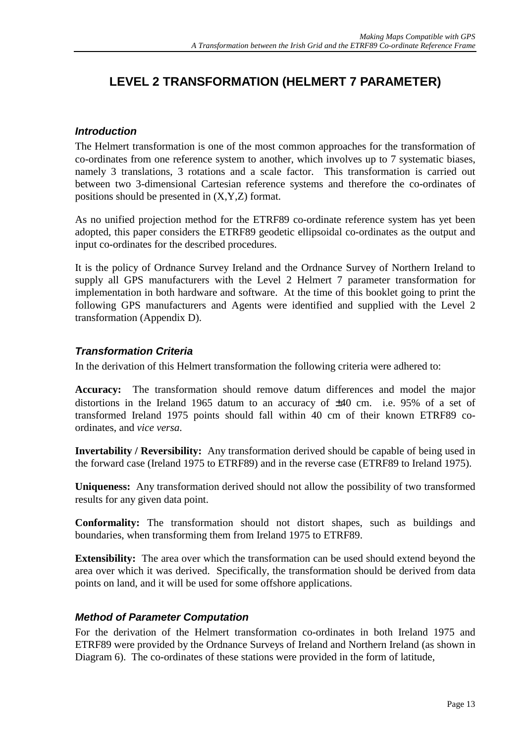# LEVEL 2 TRANSFORMATION (HELMERT 7 PARAMETER)

### *Introduction*

The Helmert transformation is one of the most common approaches for the transformation of co-ordinates from one reference system to another, which involves up to 7 systematic biases, namely 3 translations, 3 rotations and a scale factor. This transformation is carried out between two 3-dimensional Cartesian reference systems and therefore the co-ordinates of positions should be presented in (X,Y,Z) format.

As no unified projection method for the ETRF89 co-ordinate reference system has yet been adopted, this paper considers the ETRF89 geodetic ellipsoidal co-ordinates as the output and input co-ordinates for the described procedures.

It is the policy of Ordnance Survey Ireland and the Ordnance Survey of Northern Ireland to supply all GPS manufacturers with the Level 2 Helmert 7 parameter transformation for implementation in both hardware and software. At the time of this booklet going to print the following GPS manufacturers and Agents were identified and supplied with the Level 2 transformation (Appendix D).

### *Transformation Criteria*

In the derivation of this Helmert transformation the following criteria were adhered to:

**Accuracy:** The transformation should remove datum differences and model the major distortions in the Ireland 1965 datum to an accuracy of ±40 cm. i.e. 95% of a set of transformed Ireland 1975 points should fall within 40 cm of their known ETRF89 co-ordinates, and *vice versa*.

**Invertability / Reversibility:** Any transformation derived should be capable of being used in the forward case (Ireland 1975 to ETRF89) and in the reverse case (ETRF89 to Ireland 1975).

**Uniqueness:** Any transformation derived should not allow the possibility of two transformed results for any given data point.

**Conformality:** The transformation should not distort shapes, such as buildings and boundaries, when transforming them from Ireland 1975 to ETRF89.

**Extensibility:** The area over which the transformation can be used should extend beyond the area over which it was derived. Specifically, the transformation should be derived from data points on land, and it will be used for some offshore applications.

### *Method of Parameter Computation*

For the derivation of the Helmert transformation co-ordinates in both Ireland 1975 and ETRF89 were provided by the Ordnance Surveys of Ireland and Northern Ireland (as shown in Diagram 6). The co-ordinates of these stations were provided in the form of latitude,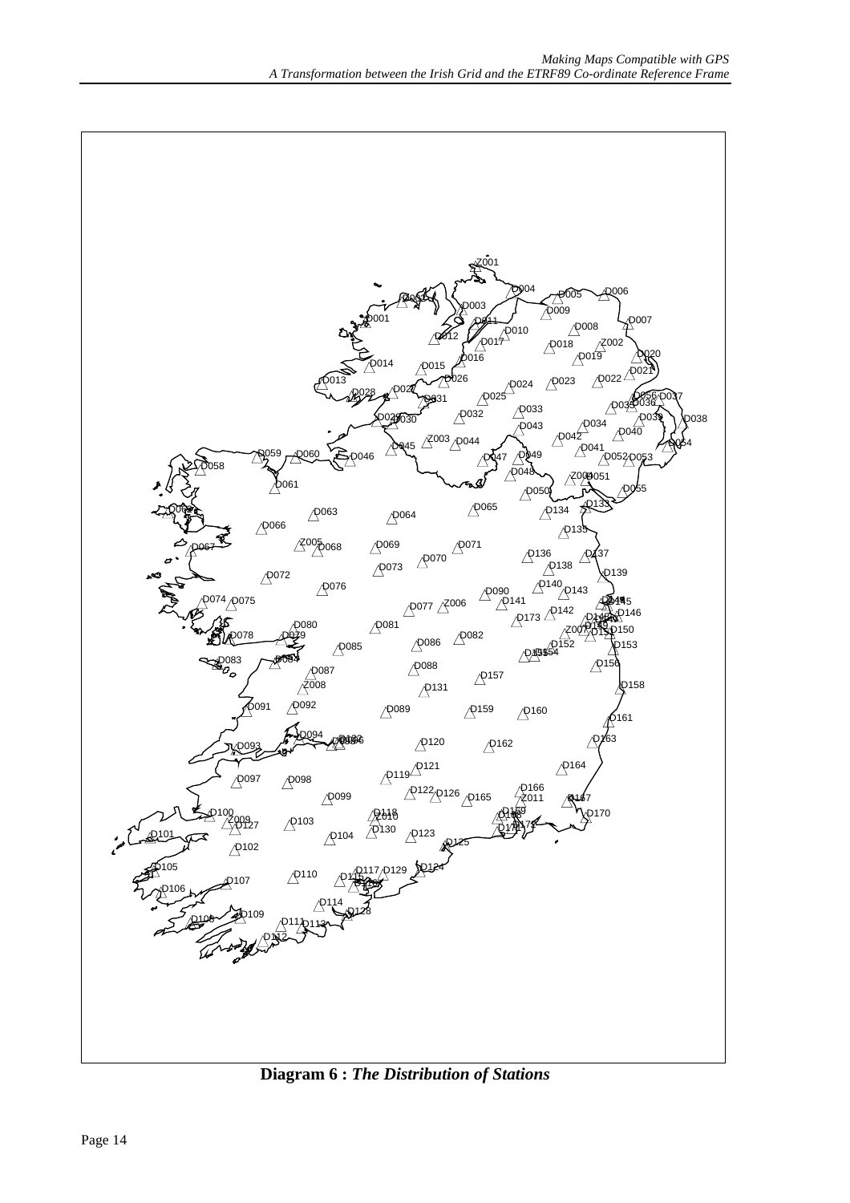**Diagram 6 : *The Distribution of Stations***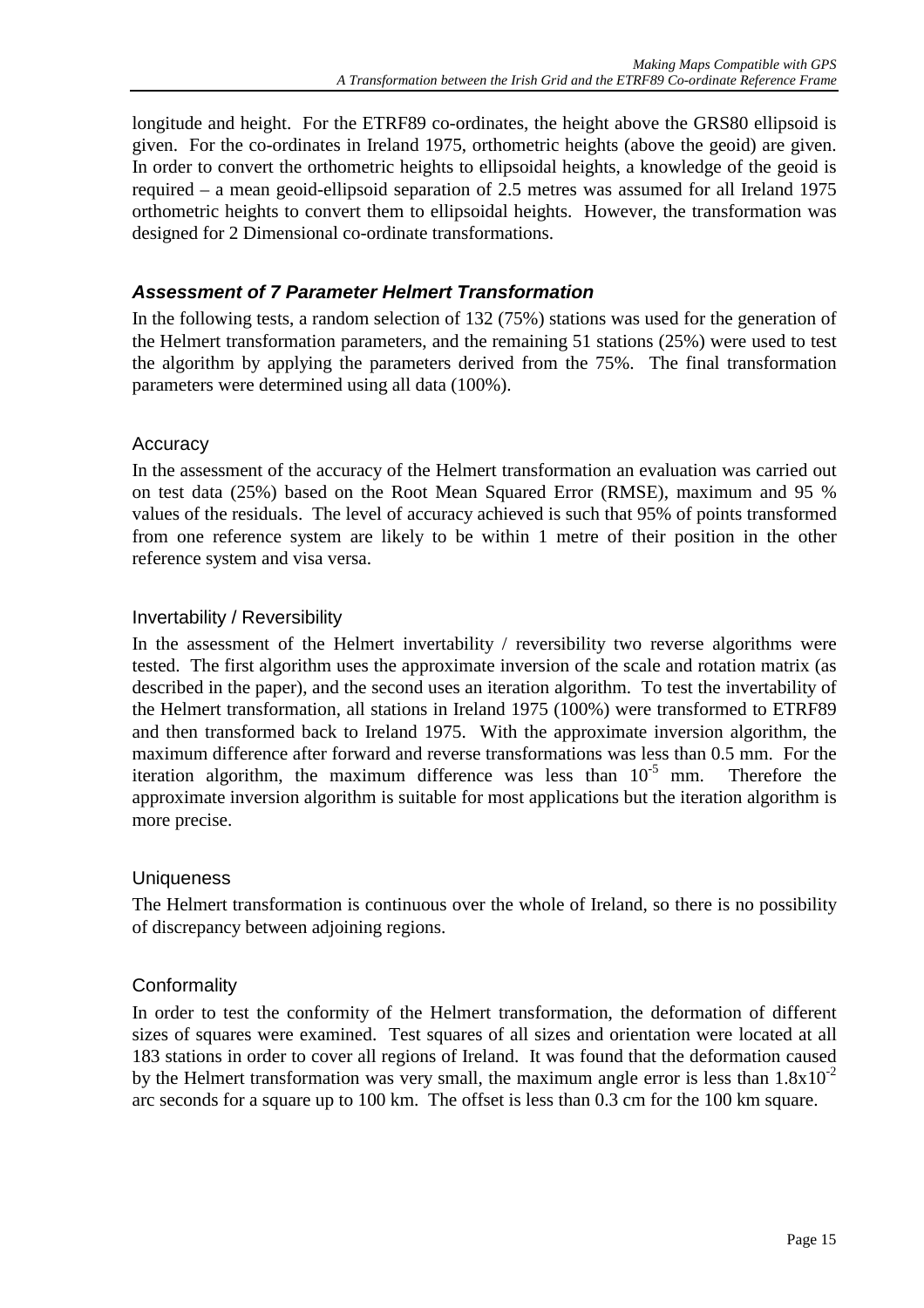longitude and height. For the ETRF89 co-ordinates, the height above the GRS80 ellipsoid is given. For the co-ordinates in Ireland 1975, orthometric heights (above the geoid) are given. In order to convert the orthometric heights to ellipsoidal heights, a knowledge of the geoid is required – a mean geoid-ellipsoid separation of 2.5 metres was assumed for all Ireland 1975 orthometric heights to convert them to ellipsoidal heights. However, the transformation was designed for 2 Dimensional co-ordinate transformations.

### *Assessment of 7 Parameter Helmert Transformation*

In the following tests, a random selection of 132 (75%) stations was used for the generation of the Helmert transformation parameters, and the remaining 51 stations (25%) were used to test the algorithm by applying the parameters derived from the 75%. The final transformation parameters were determined using all data (100%).

#### Accuracy

In the assessment of the accuracy of the Helmert transformation an evaluation was carried out on test data (25%) based on the Root Mean Squared Error (RMSE), maximum and 95 % values of the residuals. The level of accuracy achieved is such that 95% of points transformed from one reference system are likely to be within 1 metre of their position in the other reference system and visa versa.

#### Invertability / Reversibility

In the assessment of the Helmert invertability / reversibility two reverse algorithms were tested. The first algorithm uses the approximate inversion of the scale and rotation matrix (as described in the paper), and the second uses an iteration algorithm. To test the invertability of the Helmert transformation, all stations in Ireland 1975 (100%) were transformed to ETRF89 and then transformed back to Ireland 1975. With the approximate inversion algorithm, the maximum difference after forward and reverse transformations was less than 0.5 mm. For the iteration algorithm, the maximum difference was less than $10^{-5}$ mm. Therefore the approximate inversion algorithm is suitable for most applications but the iteration algorithm is more precise.

#### Uniqueness

The Helmert transformation is continuous over the whole of Ireland, so there is no possibility of discrepancy between adjoining regions.

#### Conformality

In order to test the conformity of the Helmert transformation, the deformation of different sizes of squares were examined. Test squares of all sizes and orientation were located at all 183 stations in order to cover all regions of Ireland. It was found that the deformation caused by the Helmert transformation was very small, the maximum angle error is less than $1.8 \times 10^{-2}$ arc seconds for a square up to 100 km. The offset is less than 0.3 cm for the 100 km square.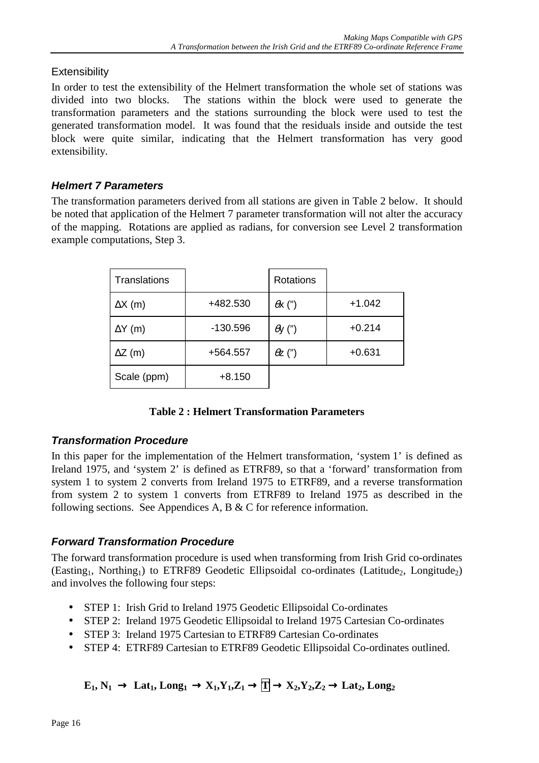### Extensibility

In order to test the extensibility of the Helmert transformation the whole set of stations was divided into two blocks. The stations within the block were used to generate the transformation parameters and the stations surrounding the block were used to test the generated transformation model. It was found that the residuals inside and outside the test block were quite similar, indicating that the Helmert transformation has very good extensibility.

### *Helmert 7 Parameters*

The transformation parameters derived from all stations are given in Table 2 below. It should be noted that application of the Helmert 7 parameter transformation will not alter the accuracy of the mapping. Rotations are applied as radians, for conversion see Level 2 transformation example computations, Step 3.

| Translations | | Rotations | |
|---|---|---|---|
| ΔX (m) | +482.530 | $\theta x$ (") | +1.042 |
| ΔY (m) | -130.596 | $\theta y$ (") | +0.214 |
| ΔZ (m) | +564.557 | $\theta z$ (") | +0.631 |
| Scale (ppm) | +8.150 | | |

**Table 2 : Helmert Transformation Parameters**

### *Transformation Procedure*

In this paper for the implementation of the Helmert transformation, 'system 1' is defined as Ireland 1975, and 'system 2' is defined as ETRF89, so that a 'forward' transformation from system 1 to system 2 converts from Ireland 1975 to ETRF89, and a reverse transformation from system 2 to system 1 converts from ETRF89 to Ireland 1975 as described in the following sections. See Appendices A, B & C for reference information.

### *Forward Transformation Procedure*

The forward transformation procedure is used when transforming from Irish Grid co-ordinates ($\text{Easting}_1$, $\text{Northing}_1$) to ETRF89 Geodetic Ellipsoidal co-ordinates ($\text{Latitude}_2$, $\text{Longitude}_2$) and involves the following four steps:

- STEP 1: Irish Grid to Ireland 1975 Geodetic Ellipsoidal Co-ordinates
- STEP 2: Ireland 1975 Geodetic Ellipsoidal to Ireland 1975 Cartesian Co-ordinates
- STEP 3: Ireland 1975 Cartesian to ETRF89 Cartesian Co-ordinates
- STEP 4: ETRF89 Cartesian to ETRF89 Geodetic Ellipsoidal Co-ordinates outlined.

$$\mathbf{E_1, N_1 \rightarrow Lat_1, Long_1 \rightarrow X_1,Y_1,Z_1 \rightarrow \boxed{T} \rightarrow X_2,Y_2,Z_2 \rightarrow Lat_2, Long_2}$$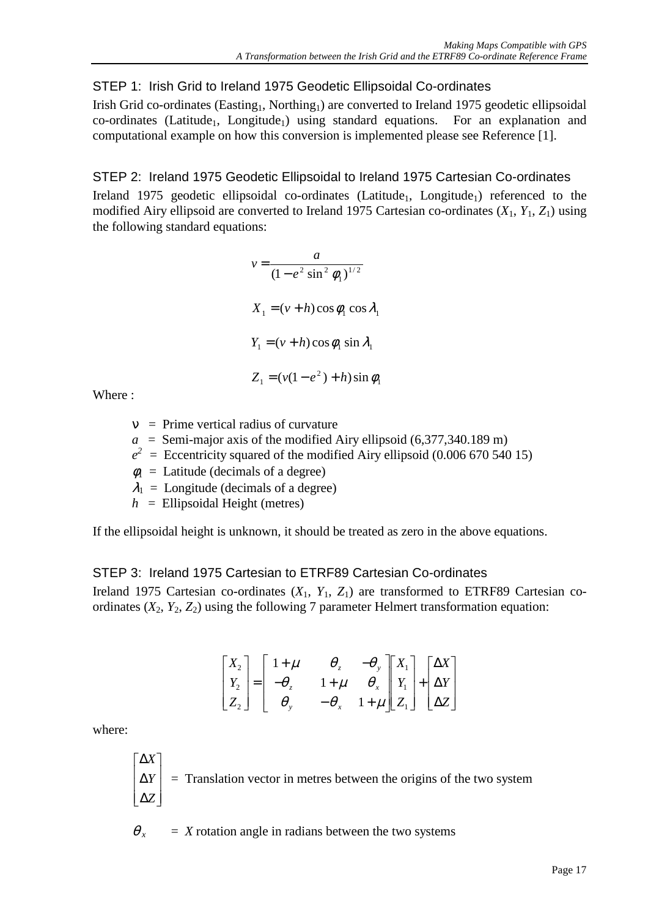### STEP 1: Irish Grid to Ireland 1975 Geodetic Ellipsoidal Co-ordinates

Irish Grid co-ordinates ($Easting_1$, $Northing_1$) are converted to Ireland 1975 geodetic ellipsoidal co-ordinates ($Latitude_1$, $Longitude_1$) using standard equations. For an explanation and computational example on how this conversion is implemented please see Reference [1].

### STEP 2: Ireland 1975 Geodetic Ellipsoidal to Ireland 1975 Cartesian Co-ordinates

Ireland 1975 geodetic ellipsoidal co-ordinates ($Latitude_1$, $Longitude_1$) referenced to the modified Airy ellipsoid are converted to Ireland 1975 Cartesian co-ordinates ($X_1$, $Y_1$, $Z_1$) using the following standard equations:

$$v = \frac{a}{(1 - e^2 \sin^2 \phi_1)^{1/2}}$$

$$X_1 = (v + h)\cos\phi_1 \cos\lambda_1$$

$$Y_1 = (v + h)\cos\phi_1 \sin\lambda_1$$

$$Z_1 = (v(1 - e^2) + h)\sin\phi_1$$

Where :

- $\nu$ = Prime vertical radius of curvature
- $a$ = Semi-major axis of the modified Airy ellipsoid (6,377,340.189 m)
- $e^2$ = Eccentricity squared of the modified Airy ellipsoid (0.006 670 540 15)
- $\phi_1$ = Latitude (decimals of a degree)
- $\lambda_1$ = Longitude (decimals of a degree)
- $h$ = Ellipsoidal Height (metres)

If the ellipsoidal height is unknown, it should be treated as zero in the above equations.

### STEP 3: Ireland 1975 Cartesian to ETRF89 Cartesian Co-ordinates

Ireland 1975 Cartesian co-ordinates ($X_1$, $Y_1$, $Z_1$) are transformed to ETRF89 Cartesian co-ordinates ($X_2$, $Y_2$, $Z_2$) using the following 7 parameter Helmert transformation equation:

$$\begin{bmatrix} X_2 \\ Y_2 \\ Z_2 \end{bmatrix} = \begin{bmatrix} 1+\mu & \theta_z & -\theta_y \\ -\theta_z & 1+\mu & \theta_x \\ \theta_y & -\theta_x & 1+\mu \end{bmatrix} \begin{bmatrix} X_1 \\ Y_1 \\ Z_1 \end{bmatrix} + \begin{bmatrix} \Delta X \\ \Delta Y \\ \Delta Z \end{bmatrix}$$

where:

$\begin{bmatrix} \Delta X \\ \Delta Y \\ \Delta Z \end{bmatrix}$ = Translation vector in metres between the origins of the two system

$\theta_x$ = $X$ rotation angle in radians between the two systems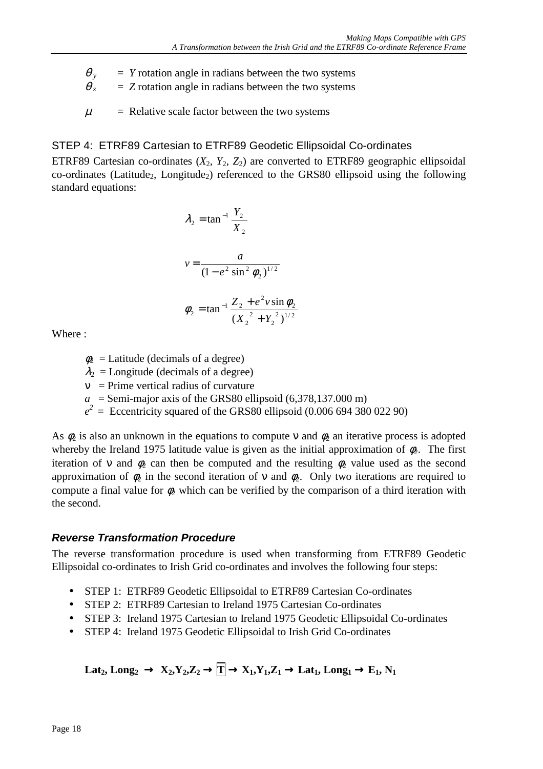$\theta_y$ = $Y$ rotation angle in radians between the two systems

$\theta_z$ = $Z$ rotation angle in radians between the two systems

$\mu$ = Relative scale factor between the two systems

### STEP 4: ETRF89 Cartesian to ETRF89 Geodetic Ellipsoidal Co-ordinates

ETRF89 Cartesian co-ordinates ($X_2$, $Y_2$, $Z_2$) are converted to ETRF89 geographic ellipsoidal co-ordinates (Latitude$_2$, Longitude$_2$) referenced to the GRS80 ellipsoid using the following standard equations:

$$\lambda_2 = \tan^{-1} \frac{Y_2}{X_2}$$

$$v = \frac{a}{(1 - e^2 \sin^2 \phi_2)^{1/2}}$$

$$\phi_2 = \tan^{-1} \frac{Z_2 + e^2 v \sin \phi_2}{(X_2{}^2 + Y_2{}^2)^{1/2}}$$

Where :

- $\phi_2$ = Latitude (decimals of a degree)
- $\lambda_2$ = Longitude (decimals of a degree)
- $\nu$ = Prime vertical radius of curvature
- $a$ = Semi-major axis of the GRS80 ellipsoid (6,378,137.000 m)
- $e^2$ = Eccentricity squared of the GRS80 ellipsoid (0.006 694 380 022 90)

As $\phi_2$ is also an unknown in the equations to compute $\nu$ and $\phi_2$ an iterative process is adopted whereby the Ireland 1975 latitude value is given as the initial approximation of $\phi_2$. The first iteration of $\nu$ and $\phi_2$ can then be computed and the resulting $\phi_2$ value used as the second approximation of $\phi_2$ in the second iteration of $\nu$ and $\phi_2$. Only two iterations are required to compute a final value for $\phi_2$ which can be verified by the comparison of a third iteration with the second.

## *Reverse Transformation Procedure*

The reverse transformation procedure is used when transforming from ETRF89 Geodetic Ellipsoidal co-ordinates to Irish Grid co-ordinates and involves the following four steps:

- STEP 1: ETRF89 Geodetic Ellipsoidal to ETRF89 Cartesian Co-ordinates
- STEP 2: ETRF89 Cartesian to Ireland 1975 Cartesian Co-ordinates
- STEP 3: Ireland 1975 Cartesian to Ireland 1975 Geodetic Ellipsoidal Co-ordinates
- STEP 4: Ireland 1975 Geodetic Ellipsoidal to Irish Grid Co-ordinates

$$\mathbf{Lat_2, Long_2 \rightarrow X_2,Y_2,Z_2 \rightarrow \boxed{T} \rightarrow X_1,Y_1,Z_1 \rightarrow Lat_1, Long_1 \rightarrow E_1, N_1}$$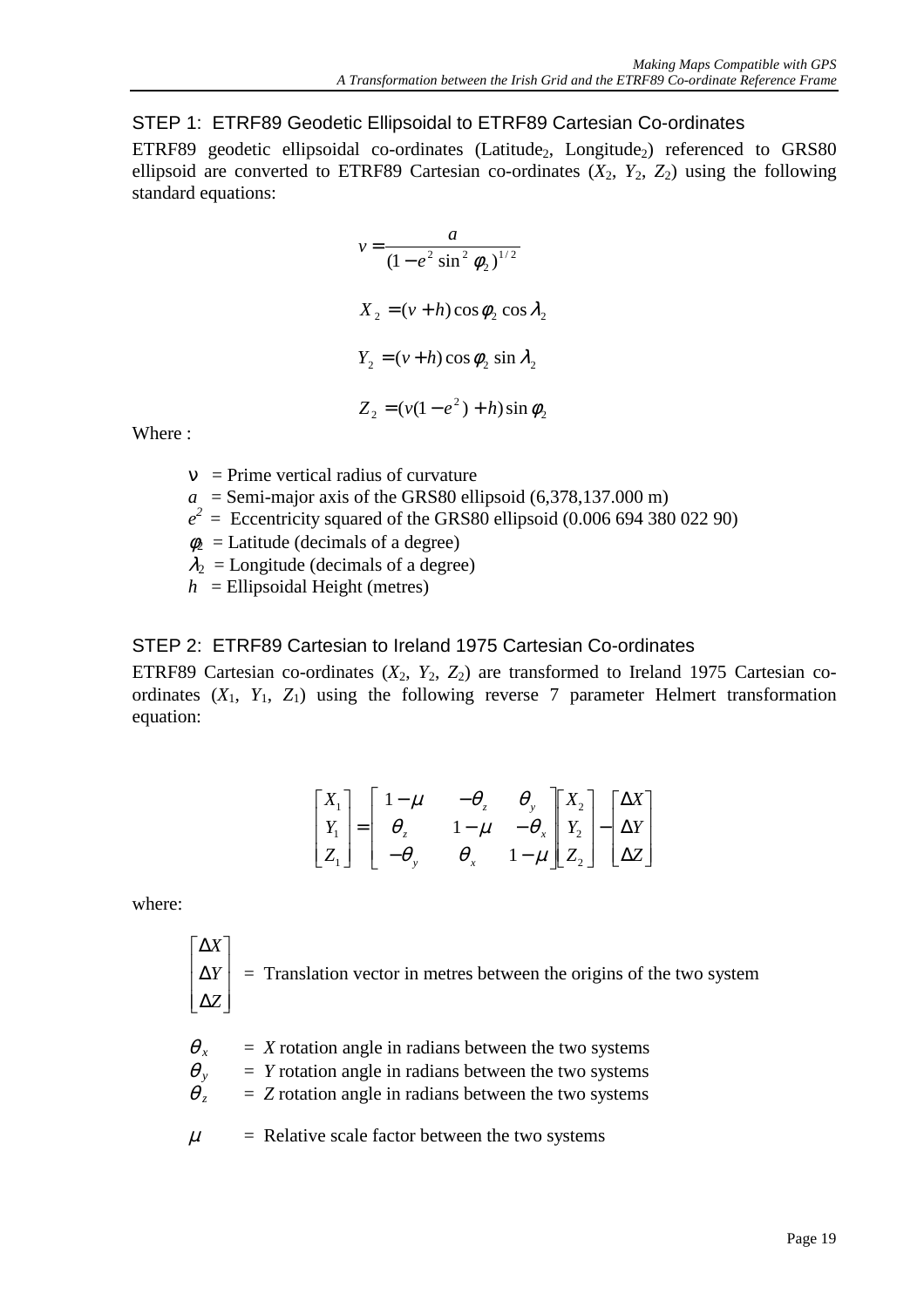## STEP 1: ETRF89 Geodetic Ellipsoidal to ETRF89 Cartesian Co-ordinates

ETRF89 geodetic ellipsoidal co-ordinates (Latitude$_2$, Longitude$_2$) referenced to GRS80 ellipsoid are converted to ETRF89 Cartesian co-ordinates ($X_2$, $Y_2$, $Z_2$) using the following standard equations:

$$v = \frac{a}{(1 - e^2 \sin^2 \phi_2)^{1/2}}$$

$$X_2 = (v + h)\cos\phi_2 \cos\lambda_2$$

$$Y_2 = (v + h)\cos\phi_2 \sin\lambda_2$$

$$Z_2 = (v(1 - e^2) + h)\sin\phi_2$$

Where :

- $\nu$ = Prime vertical radius of curvature
- $a$ = Semi-major axis of the GRS80 ellipsoid (6,378,137.000 m)
- $e^2$ = Eccentricity squared of the GRS80 ellipsoid (0.006 694 380 022 90)
- $\phi_2$ = Latitude (decimals of a degree)
- $\lambda_2$ = Longitude (decimals of a degree)
- $h$ = Ellipsoidal Height (metres)

## STEP 2: ETRF89 Cartesian to Ireland 1975 Cartesian Co-ordinates

ETRF89 Cartesian co-ordinates ($X_2$, $Y_2$, $Z_2$) are transformed to Ireland 1975 Cartesian co-ordinates ($X_1$, $Y_1$, $Z_1$) using the following reverse 7 parameter Helmert transformation equation:

$$\begin{bmatrix} X_1 \\ Y_1 \\ Z_1 \end{bmatrix} = \begin{bmatrix} 1-\mu & -\theta_z & \theta_y \\ \theta_z & 1-\mu & -\theta_x \\ -\theta_y & \theta_x & 1-\mu \end{bmatrix} \begin{bmatrix} X_2 \\ Y_2 \\ Z_2 \end{bmatrix} - \begin{bmatrix} \Delta X \\ \Delta Y \\ \Delta Z \end{bmatrix}$$

where:

$\begin{bmatrix} \Delta X \\ \Delta Y \\ \Delta Z \end{bmatrix}$ = Translation vector in metres between the origins of the two system

- $\theta_x$ = $X$ rotation angle in radians between the two systems
- $\theta_y$ = $Y$ rotation angle in radians between the two systems
- $\theta_z$ = $Z$ rotation angle in radians between the two systems

- $\mu$ = Relative scale factor between the two systems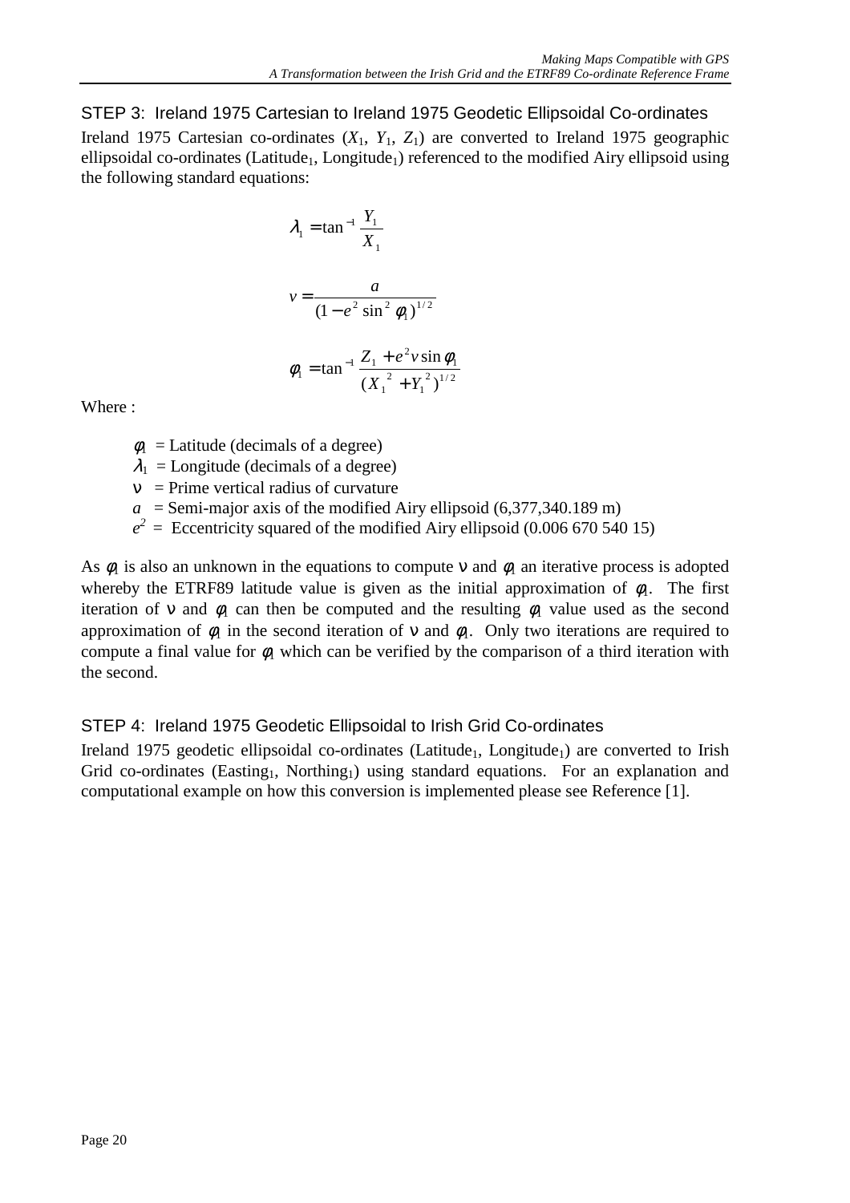### STEP 3: Ireland 1975 Cartesian to Ireland 1975 Geodetic Ellipsoidal Co-ordinates

Ireland 1975 Cartesian co-ordinates ($X_1$, $Y_1$, $Z_1$) are converted to Ireland 1975 geographic ellipsoidal co-ordinates (Latitude$_1$, Longitude$_1$) referenced to the modified Airy ellipsoid using the following standard equations:

$$\lambda_1 = \tan^{-1} \frac{Y_1}{X_1}$$

$$v = \frac{a}{(1 - e^2 \sin^2 \phi_1)^{1/2}}$$

$$\phi_1 = \tan^{-1} \frac{Z_1 + e^2 v \sin \phi_1}{(X_1^{\ 2} + Y_1^{\ 2})^{1/2}}$$

Where :

- $\phi_1$ = Latitude (decimals of a degree)
- $\lambda_1$ = Longitude (decimals of a degree)
- $\nu$ = Prime vertical radius of curvature
- $a$ = Semi-major axis of the modified Airy ellipsoid (6,377,340.189 m)
- $e^2$ = Eccentricity squared of the modified Airy ellipsoid (0.006 670 540 15)

As $\phi_1$ is also an unknown in the equations to compute $\nu$ and $\phi_1$ an iterative process is adopted whereby the ETRF89 latitude value is given as the initial approximation of $\phi_1$. The first iteration of $\nu$ and $\phi_1$ can then be computed and the resulting $\phi_1$ value used as the second approximation of $\phi_1$ in the second iteration of $\nu$ and $\phi_1$. Only two iterations are required to compute a final value for $\phi_1$ which can be verified by the comparison of a third iteration with the second.

### STEP 4: Ireland 1975 Geodetic Ellipsoidal to Irish Grid Co-ordinates

Ireland 1975 geodetic ellipsoidal co-ordinates (Latitude$_1$, Longitude$_1$) are converted to Irish Grid co-ordinates (Easting$_1$, Northing$_1$) using standard equations. For an explanation and computational example on how this conversion is implemented please see Reference [1].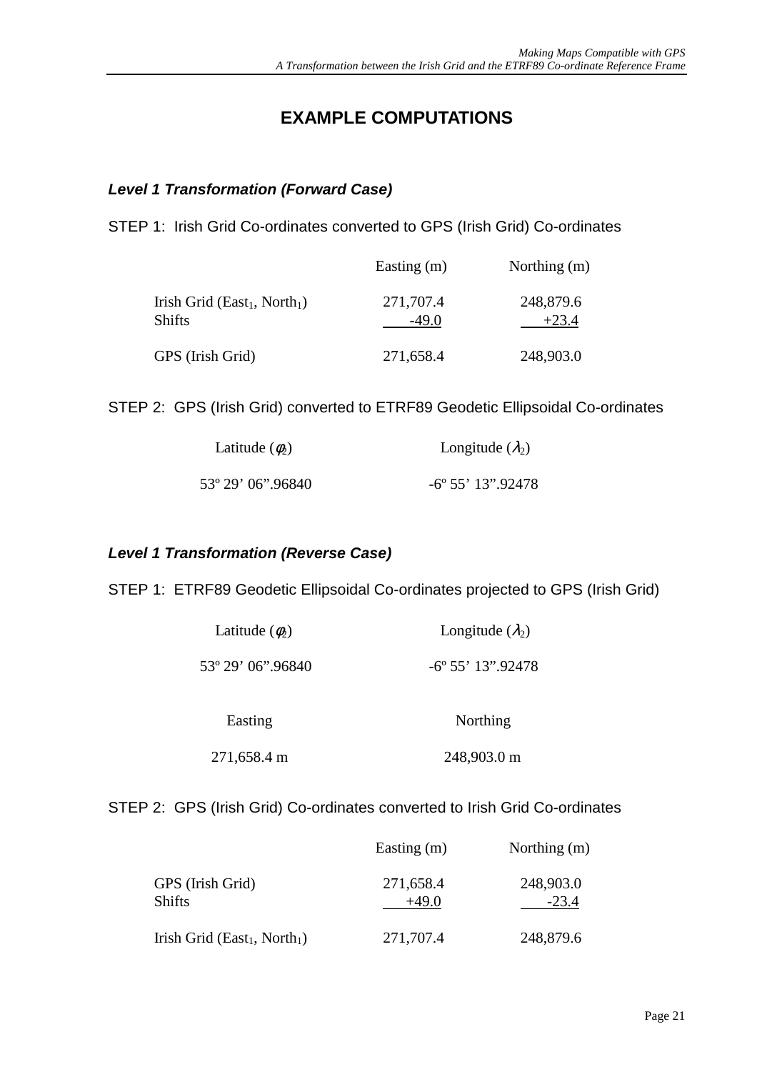# EXAMPLE COMPUTATIONS

### *Level 1 Transformation (Forward Case)*

STEP 1: Irish Grid Co-ordinates converted to GPS (Irish Grid) Co-ordinates

| | Easting (m) | Northing (m) |
|---|---|---|
| Irish Grid ($East_1$, $North_1$) | 271,707.4 | 248,879.6 |
| Shifts | -49.0 | +23.4 |
| GPS (Irish Grid) | 271,658.4 | 248,903.0 |

STEP 2: GPS (Irish Grid) converted to ETRF89 Geodetic Ellipsoidal Co-ordinates

| Latitude ($\phi_2$) | Longitude ($\lambda_2$) |
|---|---|
| 53º 29’ 06”.96840 | -6º 55’ 13”.92478 |

### *Level 1 Transformation (Reverse Case)*

STEP 1: ETRF89 Geodetic Ellipsoidal Co-ordinates projected to GPS (Irish Grid)

| Latitude ($\phi_2$) | Longitude ($\lambda_2$) |
|---|---|
| 53º 29’ 06”.96840 | -6º 55’ 13”.92478 |

| Easting | Northing |
|---|---|
| 271,658.4 m | 248,903.0 m |

STEP 2: GPS (Irish Grid) Co-ordinates converted to Irish Grid Co-ordinates

| | Easting (m) | Northing (m) |
|---|---|---|
| GPS (Irish Grid) | 271,658.4 | 248,903.0 |
| Shifts | +49.0 | -23.4 |
| Irish Grid ($East_1$, $North_1$) | 271,707.4 | 248,879.6 |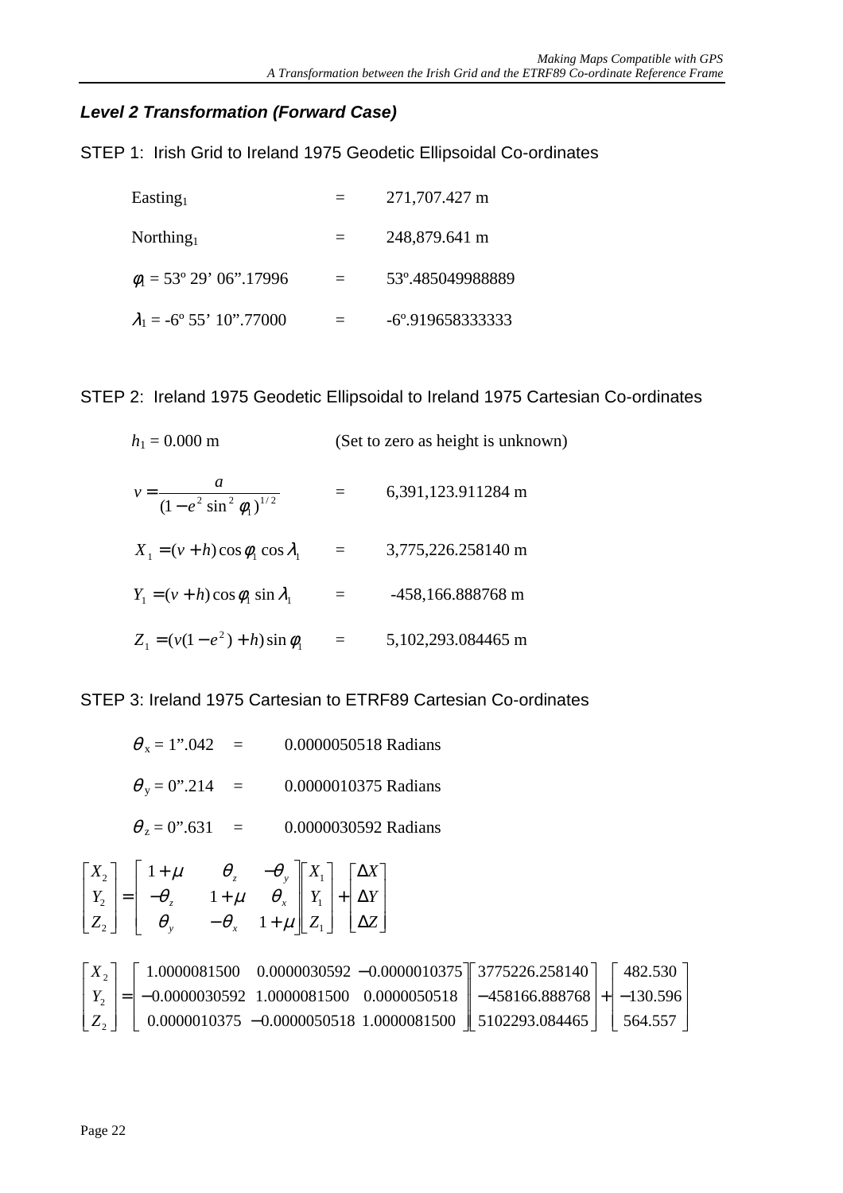### *Level 2 Transformation (Forward Case)*

STEP 1: Irish Grid to Ireland 1975 Geodetic Ellipsoidal Co-ordinates

| | | |
|---|---|---|
| $\text{Easting}_1$ | = | 271,707.427 m |
| $\text{Northing}_1$ | = | 248,879.641 m |
| $\phi_1$ = 53º 29’ 06”.17996 | = | 53º.485049988889 |
| $\lambda_1$ = -6º 55’ 10”.77000 | = | -6º.919658333333 |

STEP 2: Ireland 1975 Geodetic Ellipsoidal to Ireland 1975 Cartesian Co-ordinates

$h_1 = 0.000$ m (Set to zero as height is unknown)

| | | |
|---|---|---|
| $v = \dfrac{a}{(1 - e^2 \sin^2 \phi_1)^{1/2}}$ | = | 6,391,123.911284 m |
| $X_1 = (v + h)\cos\phi_1 \cos\lambda_1$ | = | 3,775,226.258140 m |
| $Y_1 = (v + h)\cos\phi_1 \sin\lambda_1$ | = | -458,166.888768 m |
| $Z_1 = (v(1 - e^2) + h)\sin\phi_1$ | = | 5,102,293.084465 m |

STEP 3: Ireland 1975 Cartesian to ETRF89 Cartesian Co-ordinates

| | | |
|---|---|---|
| $\theta_x$ = 1”.042 | = | 0.0000050518 Radians |
| $\theta_y$ = 0”.214 | = | 0.0000010375 Radians |
| $\theta_z$ = 0”.631 | = | 0.0000030592 Radians |

$$
\begin{bmatrix} X_2 \\ Y_2 \\ Z_2 \end{bmatrix} = \begin{bmatrix} 1+\mu & \theta_z & -\theta_y \\ -\theta_z & 1+\mu & \theta_x \\ \theta_y & -\theta_x & 1+\mu \end{bmatrix} \begin{bmatrix} X_1 \\ Y_1 \\ Z_1 \end{bmatrix} + \begin{bmatrix} \Delta X \\ \Delta Y \\ \Delta Z \end{bmatrix}
$$

$$
\begin{bmatrix} X_2 \\ Y_2 \\ Z_2 \end{bmatrix} = \begin{bmatrix} 1.0000081500 & 0.0000030592 & -0.0000010375 \\ -0.0000030592 & 1.0000081500 & 0.0000050518 \\ 0.0000010375 & -0.0000050518 & 1.0000081500 \end{bmatrix} \begin{bmatrix} 3775226.258140 \\ -458166.888768 \\ 5102293.084465 \end{bmatrix} + \begin{bmatrix} 482.530 \\ -130.596 \\ 564.557 \end{bmatrix}
$$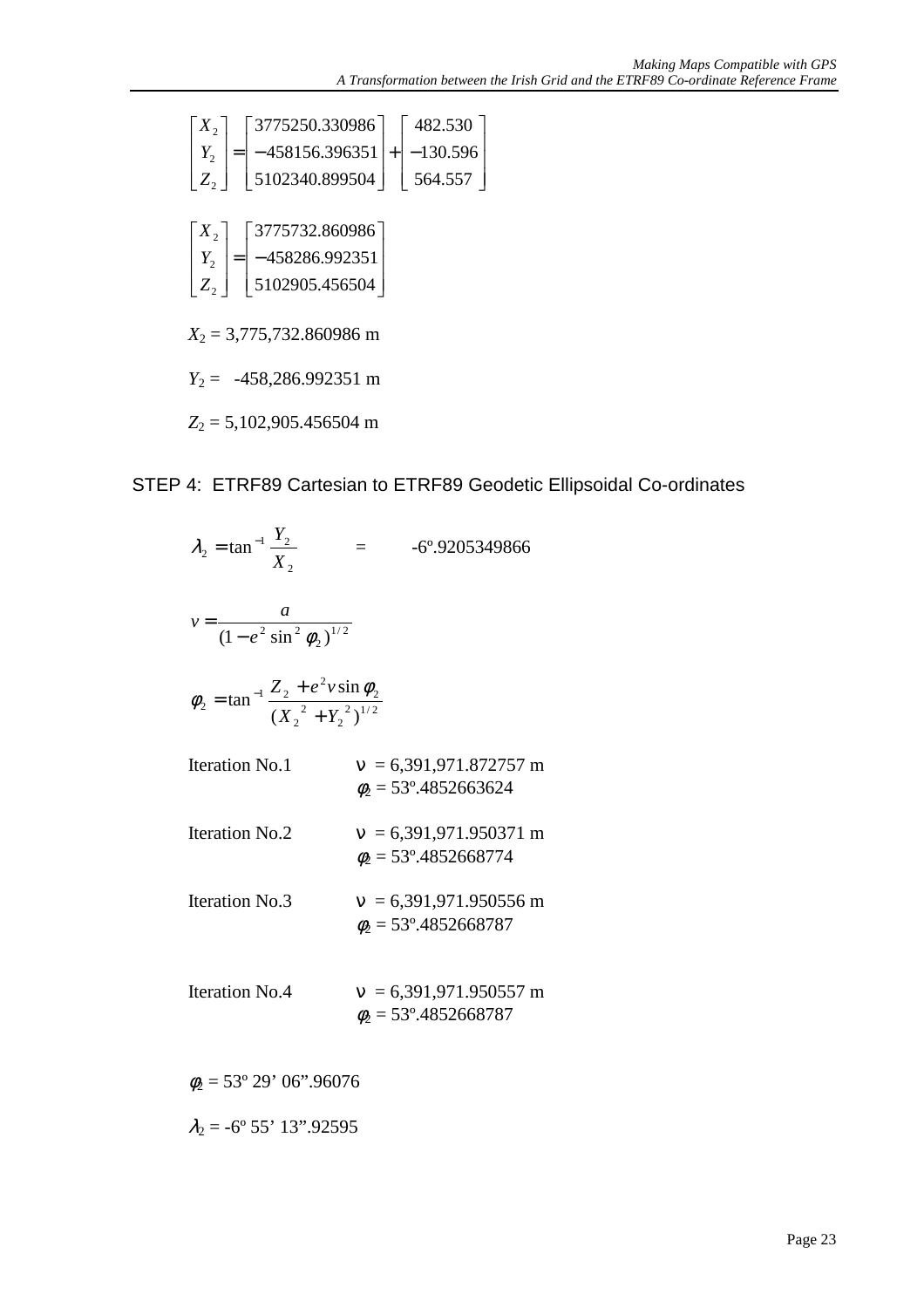$$\begin{bmatrix} X_2 \\ Y_2 \\ Z_2 \end{bmatrix} = \begin{bmatrix} 3775250.330986 \\ -458156.396351 \\ 5102340.899504 \end{bmatrix} + \begin{bmatrix} 482.530 \\ -130.596 \\ 564.557 \end{bmatrix}$$

$$\begin{bmatrix} X_2 \\ Y_2 \\ Z_2 \end{bmatrix} = \begin{bmatrix} 3775732.860986 \\ -458286.992351 \\ 5102905.456504 \end{bmatrix}$$

$X_2$ = 3,775,732.860986 m

$Y_2$ = -458,286.992351 m

$Z_2$ = 5,102,905.456504 m

## STEP 4: ETRF89 Cartesian to ETRF89 Geodetic Ellipsoidal Co-ordinates

$$\lambda_2 = \tan^{-1} \frac{Y_2}{X_2} \qquad = \qquad -6^{\circ}.9205349866$$

$$v = \frac{a}{(1 - e^2 \sin^2 \phi_2)^{1/2}}$$

$$\phi_2 = \tan^{-1} \frac{Z_2 + e^2 v \sin \phi_2}{(X_2{}^2 + Y_2{}^2)^{1/2}}$$

Iteration No.1 $\quad \nu$ = 6,391,971.872757 m
$\phi_2$ = 53º.4852663624

Iteration No.2 $\quad \nu$ = 6,391,971.950371 m
$\phi_2$ = 53º.4852668774

Iteration No.3 $\quad \nu$ = 6,391,971.950556 m
$\phi_2$ = 53º.4852668787

Iteration No.4 $\quad \nu$ = 6,391,971.950557 m
$\phi_2$ = 53º.4852668787

$\phi_2$ = 53º 29' 06".96076

$\lambda_2$ = -6º 55' 13".92595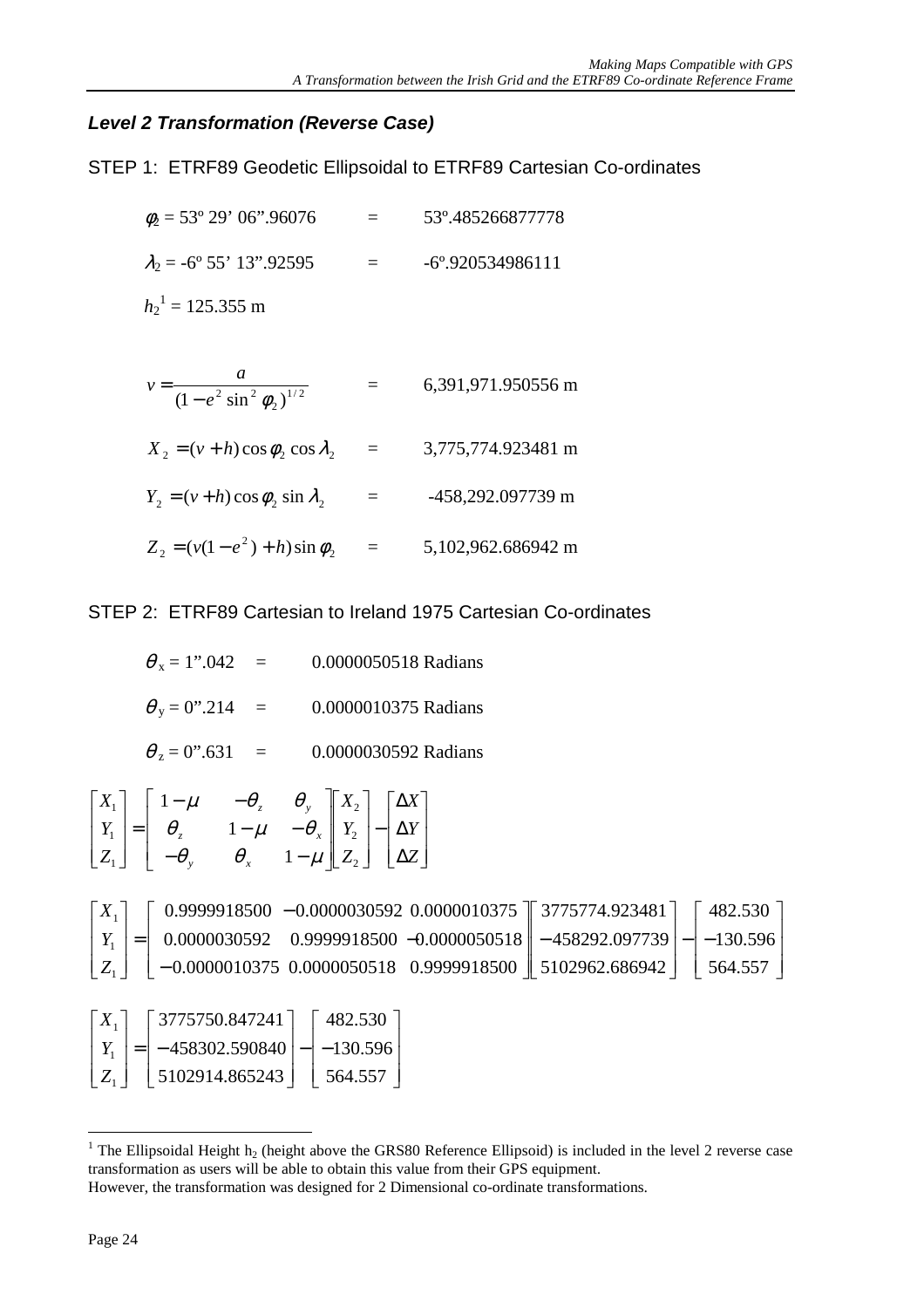### *Level 2 Transformation (Reverse Case)*

STEP 1: ETRF89 Geodetic Ellipsoidal to ETRF89 Cartesian Co-ordinates

$\phi_2$ = 53º 29' 06".96076 = 53º.485266877778

$\lambda_2$ = -6º 55' 13".92595 = -6º.920534986111

$h_2$[1] = 125.355 m

$$v = \frac{a}{(1 - e^2 \sin^2 \phi_2)^{1/2}} = 6{,}391{,}971.950556 \text{ m}$$

$$X_2 = (v + h)\cos\phi_2 \cos\lambda_2 = 3{,}775{,}774.923481 \text{ m}$$

$$Y_2 = (v + h)\cos\phi_2 \sin\lambda_2 = -458{,}292.097739 \text{ m}$$

$$Z_2 = (v(1 - e^2) + h)\sin\phi_2 = 5{,}102{,}962.686942 \text{ m}$$

STEP 2: ETRF89 Cartesian to Ireland 1975 Cartesian Co-ordinates

$\theta_x$ = 1".042 = 0.0000050518 Radians

$\theta_y$ = 0".214 = 0.0000010375 Radians

$\theta_z$ = 0".631 = 0.0000030592 Radians

$$\begin{bmatrix} X_1 \\ Y_1 \\ Z_1 \end{bmatrix} = \begin{bmatrix} 1-\mu & -\theta_z & \theta_y \\ \theta_z & 1-\mu & -\theta_x \\ -\theta_y & \theta_x & 1-\mu \end{bmatrix} \begin{bmatrix} X_2 \\ Y_2 \\ Z_2 \end{bmatrix} - \begin{bmatrix} \Delta X \\ \Delta Y \\ \Delta Z \end{bmatrix}$$

$$\begin{bmatrix} X_1 \\ Y_1 \\ Z_1 \end{bmatrix} = \begin{bmatrix} 0.9999918500 & -0.0000030592 & 0.0000010375 \\ 0.0000030592 & 0.9999918500 & -0.0000050518 \\ -0.0000010375 & 0.0000050518 & 0.9999918500 \end{bmatrix} \begin{bmatrix} 3775774.923481 \\ -458292.097739 \\ 5102962.686942 \end{bmatrix} - \begin{bmatrix} 482.530 \\ -130.596 \\ 564.557 \end{bmatrix}$$

$$\begin{bmatrix} X_1 \\ Y_1 \\ Z_1 \end{bmatrix} = \begin{bmatrix} 3775750.847241 \\ -458302.590840 \\ 5102914.865243 \end{bmatrix} - \begin{bmatrix} 482.530 \\ -130.596 \\ 564.557 \end{bmatrix}$$

---

[1] The Ellipsoidal Height $h_2$ (height above the GRS80 Reference Ellipsoid) is included in the level 2 reverse case transformation as users will be able to obtain this value from their GPS equipment.
However, the transformation was designed for 2 Dimensional co-ordinate transformations.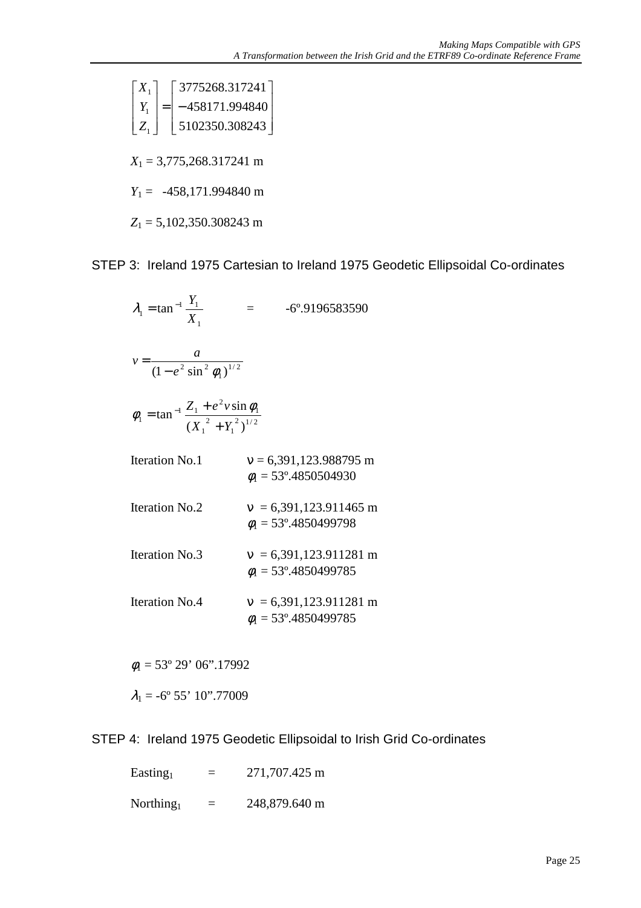$$\begin{bmatrix} X_1 \\ Y_1 \\ Z_1 \end{bmatrix} = \begin{bmatrix} 3775268.317241 \\ -458171.994840 \\ 5102350.308243 \end{bmatrix}$$

$X_1$ = 3,775,268.317241 m

$Y_1$ = -458,171.994840 m

$Z_1$ = 5,102,350.308243 m

## STEP 3: Ireland 1975 Cartesian to Ireland 1975 Geodetic Ellipsoidal Co-ordinates

$$\lambda_1 = \tan^{-1} \frac{Y_1}{X_1} \quad = \quad -6^\circ.9196583590$$

$$\nu = \frac{a}{(1 - e^2 \sin^2 \phi_1)^{1/2}}$$

$$\phi_1 = \tan^{-1} \frac{Z_1 + e^2 \nu \sin \phi_1}{(X_1^{\ 2} + Y_1^{\ 2})^{1/2}}$$

| | |
|---|---|
| Iteration No.1 | $\nu$ = 6,391,123.988795 m<br>$\phi_1$ = 53º.4850504930 |
| Iteration No.2 | $\nu$ = 6,391,123.911465 m<br>$\phi_1$ = 53º.4850499798 |
| Iteration No.3 | $\nu$ = 6,391,123.911281 m<br>$\phi_1$ = 53º.4850499785 |
| Iteration No.4 | $\nu$ = 6,391,123.911281 m<br>$\phi_1$ = 53º.4850499785 |

$\phi_1$ = 53º 29' 06".17992

$\lambda_1$ = -6º 55' 10".77009

## STEP 4: Ireland 1975 Geodetic Ellipsoidal to Irish Grid Co-ordinates

| | | |
|---|---|---|
| $\text{Easting}_1$ | = | 271,707.425 m |
| $\text{Northing}_1$ | = | 248,879.640 m |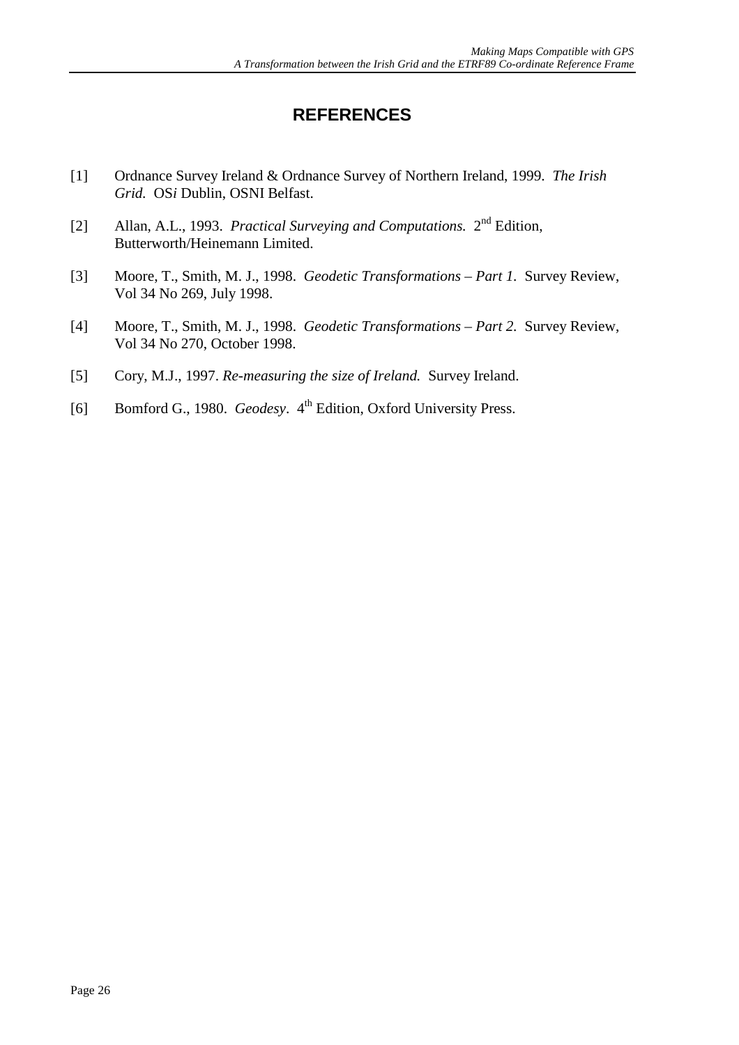# REFERENCES

[1] Ordnance Survey Ireland & Ordnance Survey of Northern Ireland, 1999. *The Irish Grid.* OS*i* Dublin, OSNI Belfast.

[2] Allan, A.L., 1993. *Practical Surveying and Computations.* 2nd Edition, Butterworth/Heinemann Limited.

[3] Moore, T., Smith, M. J., 1998. *Geodetic Transformations – Part 1.* Survey Review, Vol 34 No 269, July 1998.

[4] Moore, T., Smith, M. J., 1998. *Geodetic Transformations – Part 2.* Survey Review, Vol 34 No 270, October 1998.

[5] Cory, M.J., 1997. *Re-measuring the size of Ireland.* Survey Ireland.

[6] Bomford G., 1980. *Geodesy*. 4th Edition, Oxford University Press.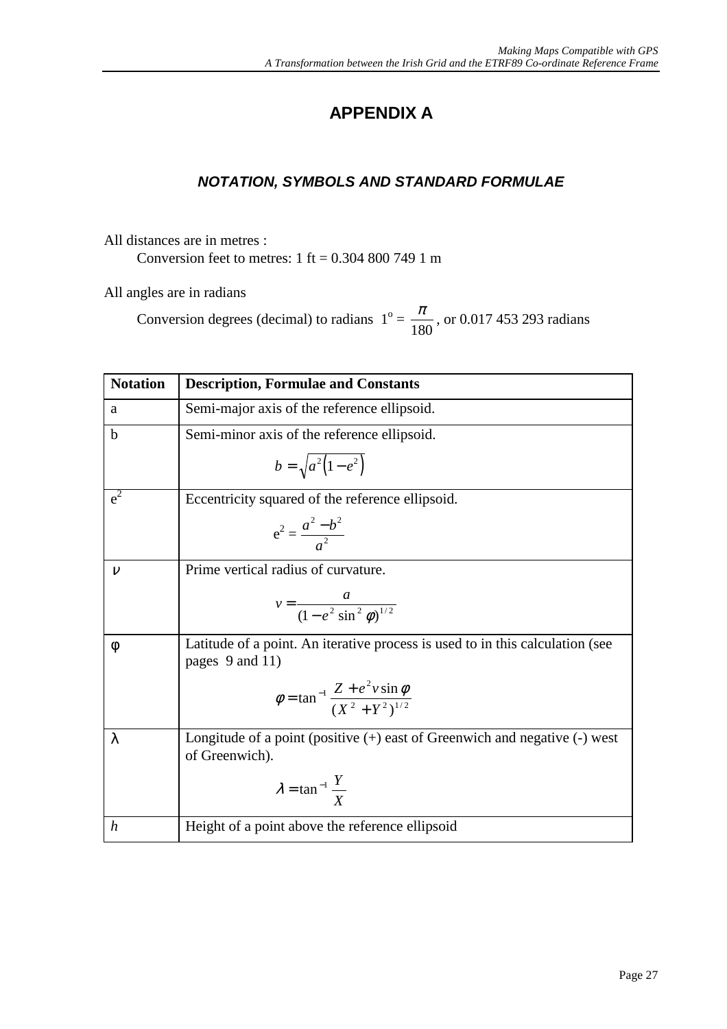# APPENDIX A

## *NOTATION, SYMBOLS AND STANDARD FORMULAE*

All distances are in metres :

Conversion feet to metres: 1 ft = 0.304 800 749 1 m

All angles are in radians

Conversion degrees (decimal) to radians $1^{o} = \frac{\pi}{180}$, or 0.017 453 293 radians

| Notation | Description, Formulae and Constants |
|---|---|
| a | Semi-major axis of the reference ellipsoid. |
| b | Semi-minor axis of the reference ellipsoid. $$b = \sqrt{a^2\left(1-e^2\right)}$$ |
| $e^2$ | Eccentricity squared of the reference ellipsoid. $$e^2 = \frac{a^2 - b^2}{a^2}$$ |
| $\nu$ | Prime vertical radius of curvature. $$v = \frac{a}{(1-e^2\sin^2\phi)^{1/2}}$$ |
| φ | Latitude of a point. An iterative process is used to in this calculation (see pages 9 and 11) $$\phi = \tan^{-1}\frac{Z + e^2 v\sin\phi}{(X^2+Y^2)^{1/2}}$$ |
| λ | Longitude of a point (positive (+) east of Greenwich and negative (-) west of Greenwich). $$\lambda = \tan^{-1}\frac{Y}{X}$$ |
| *h* | Height of a point above the reference ellipsoid |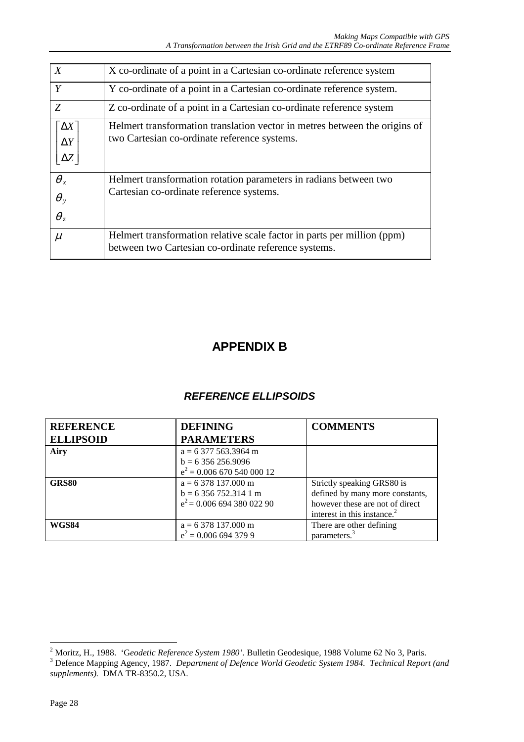| | |
|---|---|
| $X$ | X co-ordinate of a point in a Cartesian co-ordinate reference system |
| $Y$ | Y co-ordinate of a point in a Cartesian co-ordinate reference system. |
| $Z$ | Z co-ordinate of a point in a Cartesian co-ordinate reference system |
| $\begin{bmatrix} \Delta X \\ \Delta Y \\ \Delta Z \end{bmatrix}$ | Helmert transformation translation vector in metres between the origins of two Cartesian co-ordinate reference systems. |
| $\theta_x$ $\theta_y$ $\theta_z$ | Helmert transformation rotation parameters in radians between two Cartesian co-ordinate reference systems. |
| $\mu$ | Helmert transformation relative scale factor in parts per million (ppm) between two Cartesian co-ordinate reference systems. |

# APPENDIX B

## *REFERENCE ELLIPSOIDS*

| REFERENCE ELLIPSOID | DEFINING PARAMETERS | COMMENTS |
|---|---|---|
| **Airy** | a = 6 377 563.3964 m<br>b = 6 356 256.9096<br>$e^2$ = 0.006 670 540 000 12 | |
| **GRS80** | a = 6 378 137.000 m<br>b = 6 356 752.314 1 m<br>$e^2$ = 0.006 694 380 022 90 | Strictly speaking GRS80 is defined by many more constants, however these are not of direct interest in this instance.[2] |
| **WGS84** | a = 6 378 137.000 m<br>$e^2$ = 0.006 694 379 9 | There are other defining parameters.[3] |

---

[2] Moritz, H., 1988. *'Geodetic Reference System 1980'*. Bulletin Geodesique, 1988 Volume 62 No 3, Paris.

[3] Defence Mapping Agency, 1987. *Department of Defence World Geodetic System 1984. Technical Report (and supplements).* DMA TR-8350.2, USA.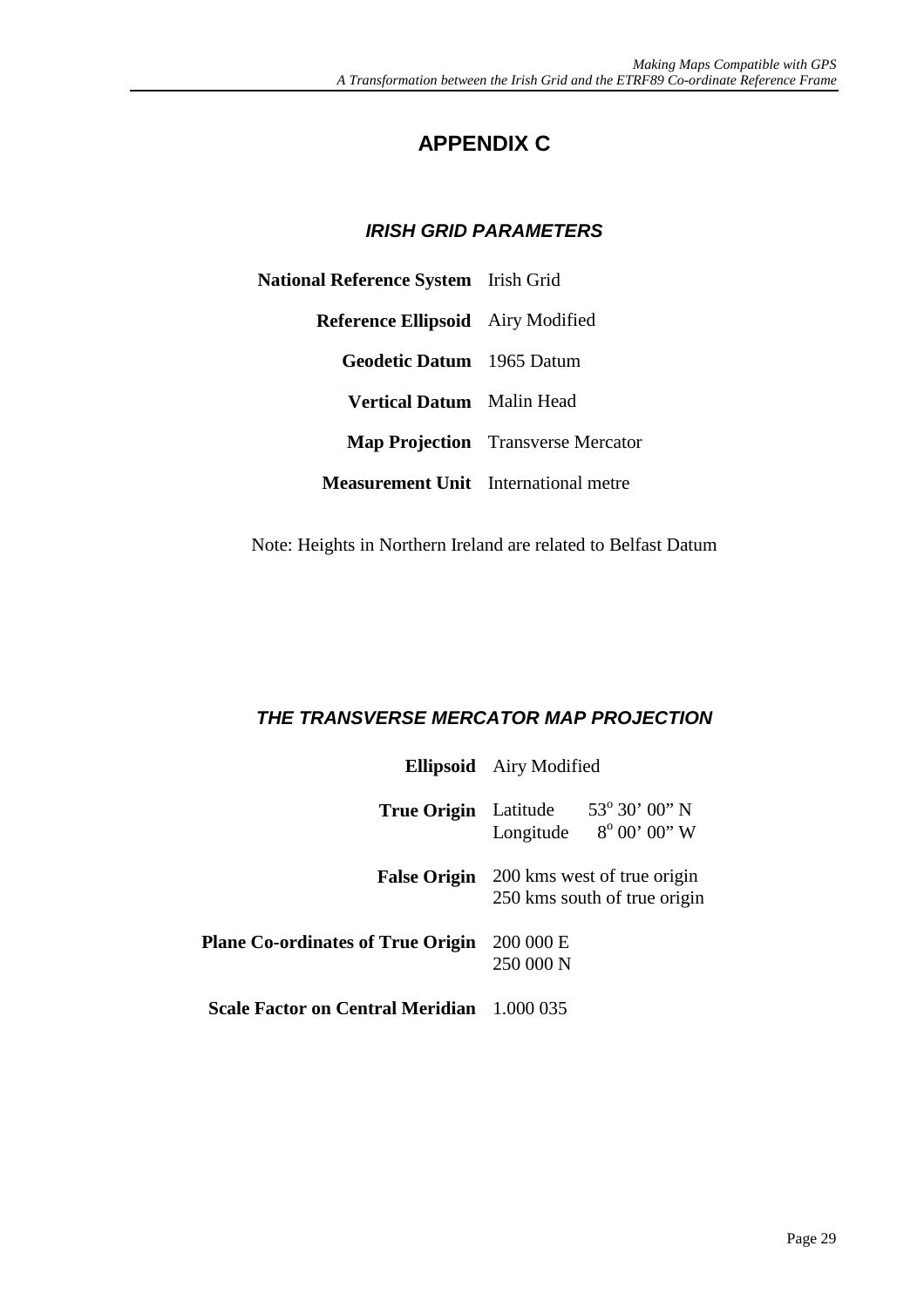# APPENDIX C

## *IRISH GRID PARAMETERS*

| | |
|---|---|
| **National Reference System** | Irish Grid |
| **Reference Ellipsoid** | Airy Modified |
| **Geodetic Datum** | 1965 Datum |
| **Vertical Datum** | Malin Head |
| **Map Projection** | Transverse Mercator |
| **Measurement Unit** | International metre |

Note: Heights in Northern Ireland are related to Belfast Datum

## *THE TRANSVERSE MERCATOR MAP PROJECTION*

| | | |
|---|---|---|
| **Ellipsoid** | Airy Modified | |
| **True Origin** | Latitude | 53° 30' 00" N |
| | Longitude | 8° 00' 00" W |
| **False Origin** | 200 kms west of true origin | |
| | 250 kms south of true origin | |
| **Plane Co-ordinates of True Origin** | 200 000 E | |
| | 250 000 N | |
| **Scale Factor on Central Meridian** | 1.000 035 | |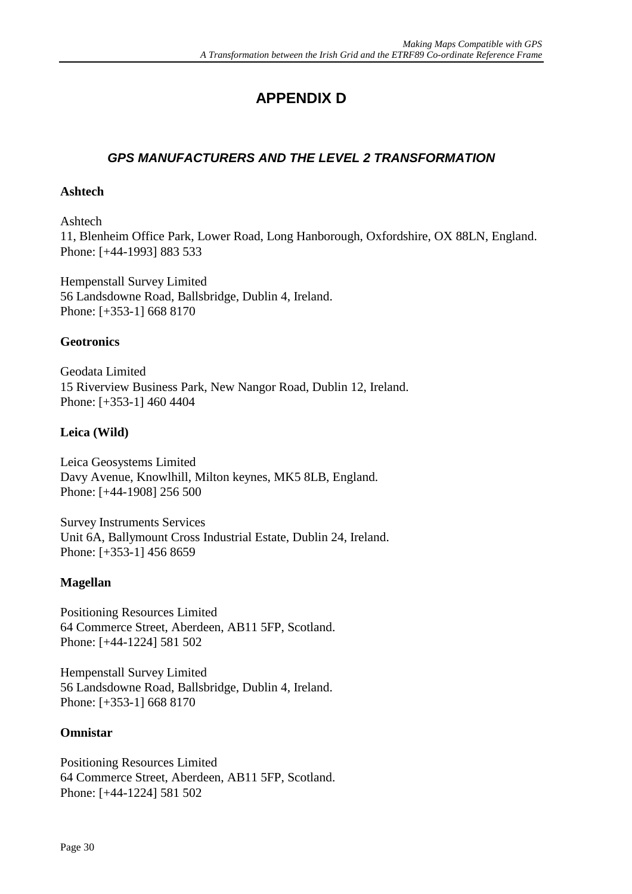# APPENDIX D

## *GPS MANUFACTURERS AND THE LEVEL 2 TRANSFORMATION*

**Ashtech**

Ashtech
11, Blenheim Office Park, Lower Road, Long Hanborough, Oxfordshire, OX 88LN, England.
Phone: [+44-1993] 883 533

Hempenstall Survey Limited
56 Landsdowne Road, Ballsbridge, Dublin 4, Ireland.
Phone: [+353-1] 668 8170

**Geotronics**

Geodata Limited
15 Riverview Business Park, New Nangor Road, Dublin 12, Ireland.
Phone: [+353-1] 460 4404

**Leica (Wild)**

Leica Geosystems Limited
Davy Avenue, Knowlhill, Milton keynes, MK5 8LB, England.
Phone: [+44-1908] 256 500

Survey Instruments Services
Unit 6A, Ballymount Cross Industrial Estate, Dublin 24, Ireland.
Phone: [+353-1] 456 8659

**Magellan**

Positioning Resources Limited
64 Commerce Street, Aberdeen, AB11 5FP, Scotland.
Phone: [+44-1224] 581 502

Hempenstall Survey Limited
56 Landsdowne Road, Ballsbridge, Dublin 4, Ireland.
Phone: [+353-1] 668 8170

**Omnistar**

Positioning Resources Limited
64 Commerce Street, Aberdeen, AB11 5FP, Scotland.
Phone: [+44-1224] 581 502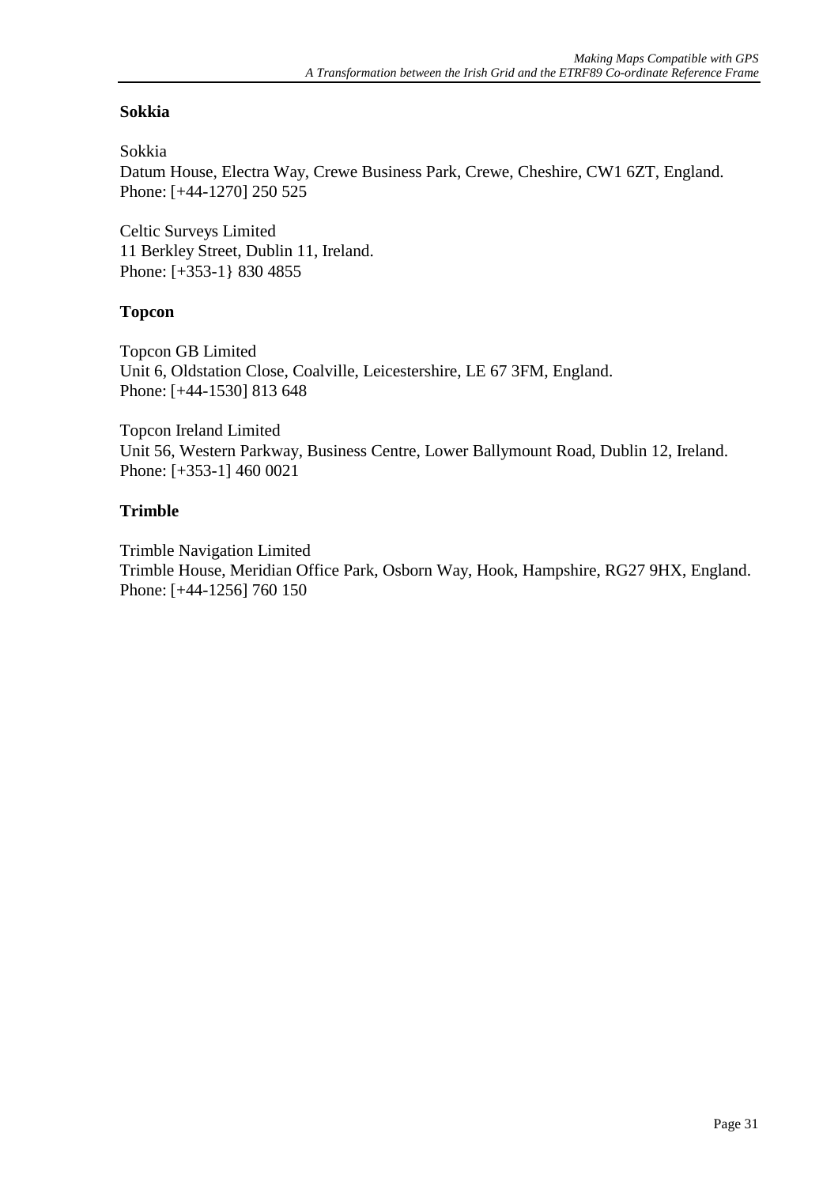**Sokkia**

Sokkia
Datum House, Electra Way, Crewe Business Park, Crewe, Cheshire, CW1 6ZT, England.
Phone: [+44-1270] 250 525

Celtic Surveys Limited
11 Berkley Street, Dublin 11, Ireland.
Phone: [+353-1} 830 4855

**Topcon**

Topcon GB Limited
Unit 6, Oldstation Close, Coalville, Leicestershire, LE 67 3FM, England.
Phone: [+44-1530] 813 648

Topcon Ireland Limited
Unit 56, Western Parkway, Business Centre, Lower Ballymount Road, Dublin 12, Ireland.
Phone: [+353-1] 460 0021

**Trimble**

Trimble Navigation Limited
Trimble House, Meridian Office Park, Osborn Way, Hook, Hampshire, RG27 9HX, England.
Phone: [+44-1256] 760 150